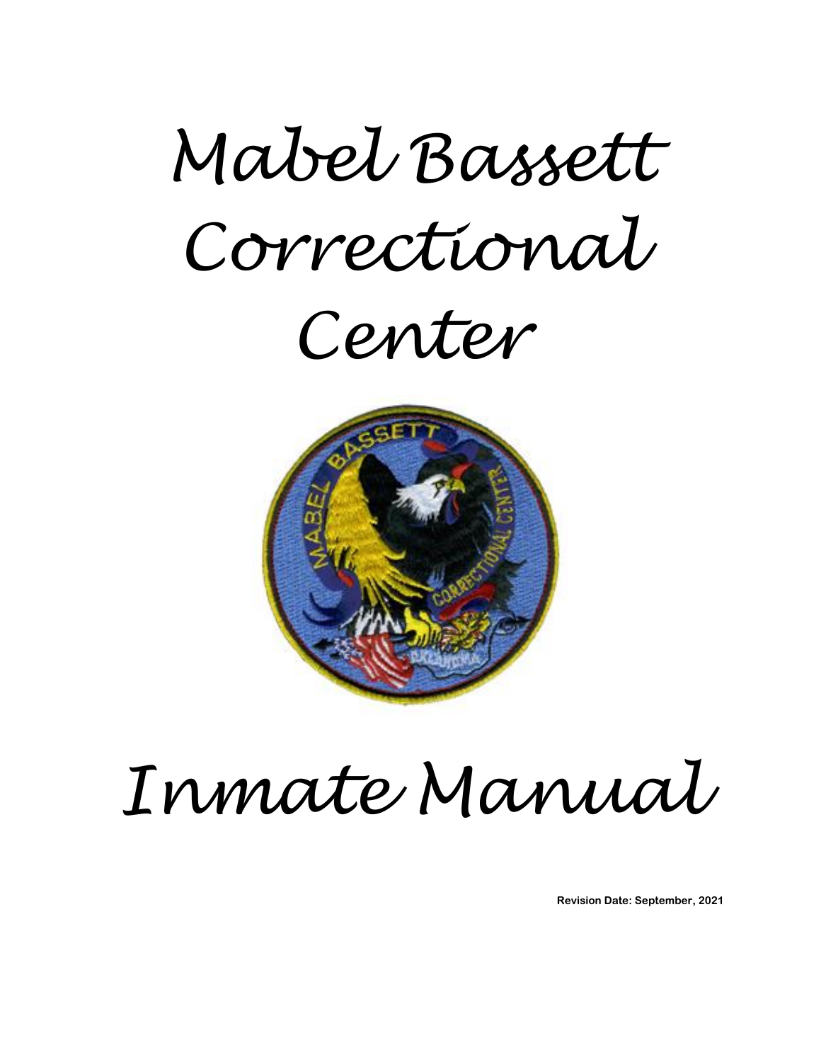# Mabel Bassett Correctional Center

# Inmate Manual

**Revision Date: September, 2021**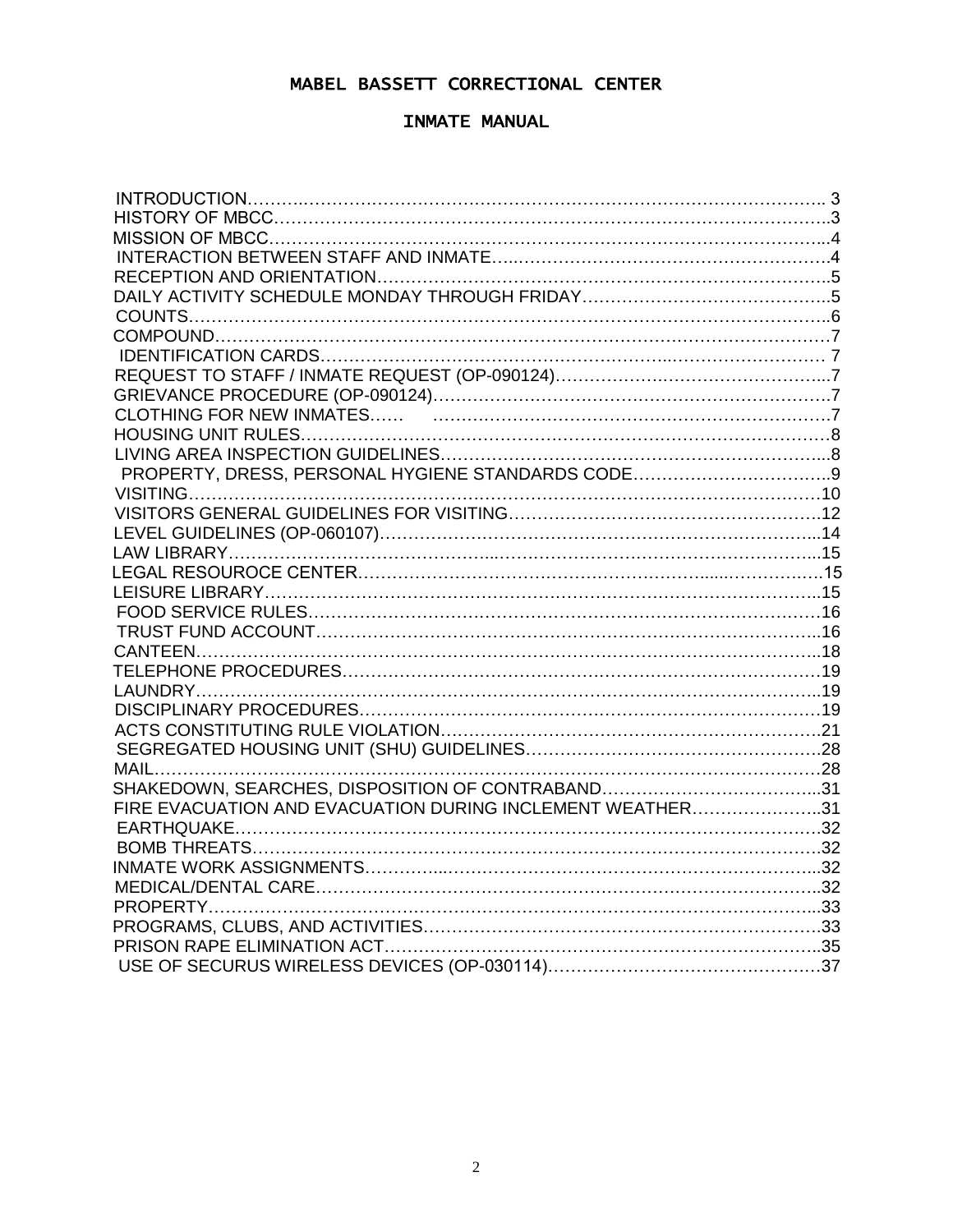# MABEL BASSETT CORRECTIONAL CENTER

## INMATE MANUAL

INTRODUCTION……………………………………………………………………………………….. 3
HISTORY OF MBCC……………………………………………………………………………………..3
MISSION OF MBCC……………………………………………………………………………………...4
INTERACTION BETWEEN STAFF AND INMATE…..…………………………………………………..4
RECEPTION AND ORIENTATION…………………………………………………………………….5
DAILY ACTIVITY SCHEDULE MONDAY THROUGH FRIDAY………………………………………..5
COUNTS………………………………………………………………………………………………..6
COMPOUND……………………………………………………………………………………………7
IDENTIFICATION CARDS……………………………………………………………………………… 7
REQUEST TO STAFF / INMATE REQUEST (OP-090124)…………………………………………...7
GRIEVANCE PROCEDURE (OP-090124)…………………………………………………………….7
CLOTHING FOR NEW INMATES…… ……………………………………………………………7
HOUSING UNIT RULES……………………………………………………………………………….8
LIVING AREA INSPECTION GUIDELINES…………………………………………………………...8
PROPERTY, DRESS, PERSONAL HYGIENE STANDARDS CODE……………………………..9
VISITING……………………………………………………………………………………………….10
VISITORS GENERAL GUIDELINES FOR VISITING……………………………………………….12
LEVEL GUIDELINES (OP-060107)…………………………………………………………………...14
LAW LIBRARY…………………………………………………………………………………………..15
LEGAL RESOUROCE CENTER……………………………………………………………………….15
LEISURE LIBRARY……………………………………………………………………………………..15
FOOD SERVICE RULES……………………………………………………………………………….16
TRUST FUND ACCOUNT……………………………………………………………………………..16
CANTEEN…………………………………………………………………………………………….18
TELEPHONE PROCEDURES…………………………………………………………………………19
LAUNDRY……………………………………………………………………………………………….19
DISCIPLINARY PROCEDURES……………………………………………………………………….19
ACTS CONSTITUTING RULE VIOLATION…………………………………………………………21
SEGREGATED HOUSING UNIT (SHU) GUIDELINES………………………………………………28
MAIL…………………………………………………………………………………………………….28
SHAKEDOWN, SEARCHES, DISPOSITION OF CONTRABAND………………………………...31
FIRE EVACUATION AND EVACUATION DURING INCLEMENT WEATHER…………………..31
EARTHQUAKE…………………………………………………………………………………………32
BOMB THREATS………………………………………………………………………………………32
INMATE WORK ASSIGNMENTS…………..……………………………………………………...32
MEDICAL/DENTAL CARE……………………………………………………………………………..32
PROPERTY………………………………………………………………………………………………...33
PROGRAMS, CLUBS, AND ACTIVITIES……………………………………………………………33
PRISON RAPE ELIMINATION ACT…………………………………………………………………..35
USE OF SECURUS WIRELESS DEVICES (OP-030114)……………………………………………37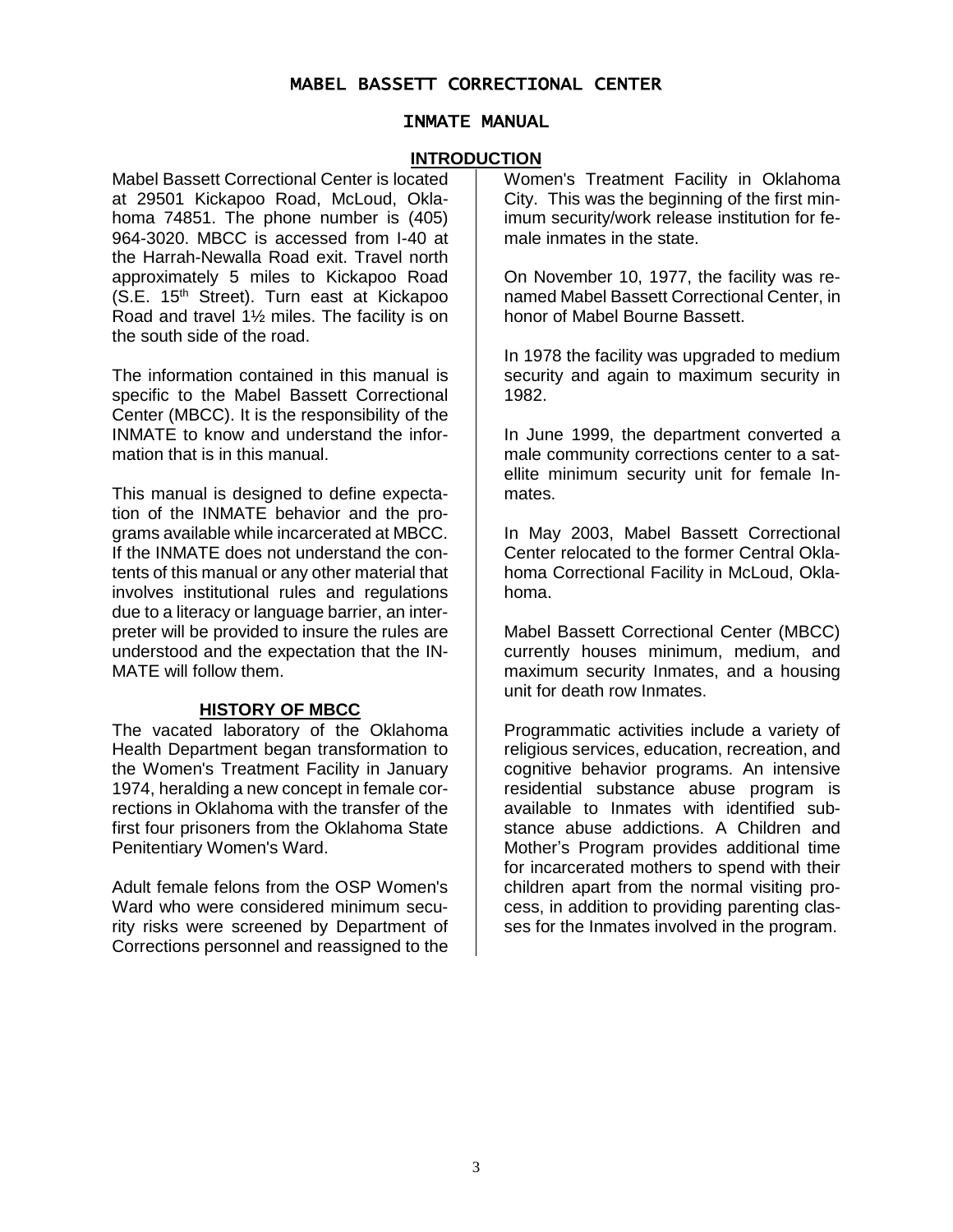# MABEL BASSETT CORRECTIONAL CENTER

## INMATE MANUAL

### INTRODUCTION

Mabel Bassett Correctional Center is located at 29501 Kickapoo Road, McLoud, Oklahoma 74851. The phone number is (405) 964-3020. MBCC is accessed from I-40 at the Harrah-Newalla Road exit. Travel north approximately 5 miles to Kickapoo Road (S.E. 15th Street). Turn east at Kickapoo Road and travel 1½ miles. The facility is on the south side of the road.

The information contained in this manual is specific to the Mabel Bassett Correctional Center (MBCC). It is the responsibility of the INMATE to know and understand the information that is in this manual.

This manual is designed to define expectation of the INMATE behavior and the programs available while incarcerated at MBCC. If the INMATE does not understand the contents of this manual or any other material that involves institutional rules and regulations due to a literacy or language barrier, an interpreter will be provided to insure the rules are understood and the expectation that the INMATE will follow them.

### HISTORY OF MBCC

The vacated laboratory of the Oklahoma Health Department began transformation to the Women's Treatment Facility in January 1974, heralding a new concept in female corrections in Oklahoma with the transfer of the first four prisoners from the Oklahoma State Penitentiary Women's Ward.

Adult female felons from the OSP Women's Ward who were considered minimum security risks were screened by Department of Corrections personnel and reassigned to the Women's Treatment Facility in Oklahoma City. This was the beginning of the first minimum security/work release institution for female inmates in the state.

On November 10, 1977, the facility was renamed Mabel Bassett Correctional Center, in honor of Mabel Bourne Bassett.

In 1978 the facility was upgraded to medium security and again to maximum security in 1982.

In June 1999, the department converted a male community corrections center to a satellite minimum security unit for female Inmates.

In May 2003, Mabel Bassett Correctional Center relocated to the former Central Oklahoma Correctional Facility in McLoud, Oklahoma.

Mabel Bassett Correctional Center (MBCC) currently houses minimum, medium, and maximum security Inmates, and a housing unit for death row Inmates.

Programmatic activities include a variety of religious services, education, recreation, and cognitive behavior programs. An intensive residential substance abuse program is available to Inmates with identified substance abuse addictions. A Children and Mother's Program provides additional time for incarcerated mothers to spend with their children apart from the normal visiting process, in addition to providing parenting classes for the Inmates involved in the program.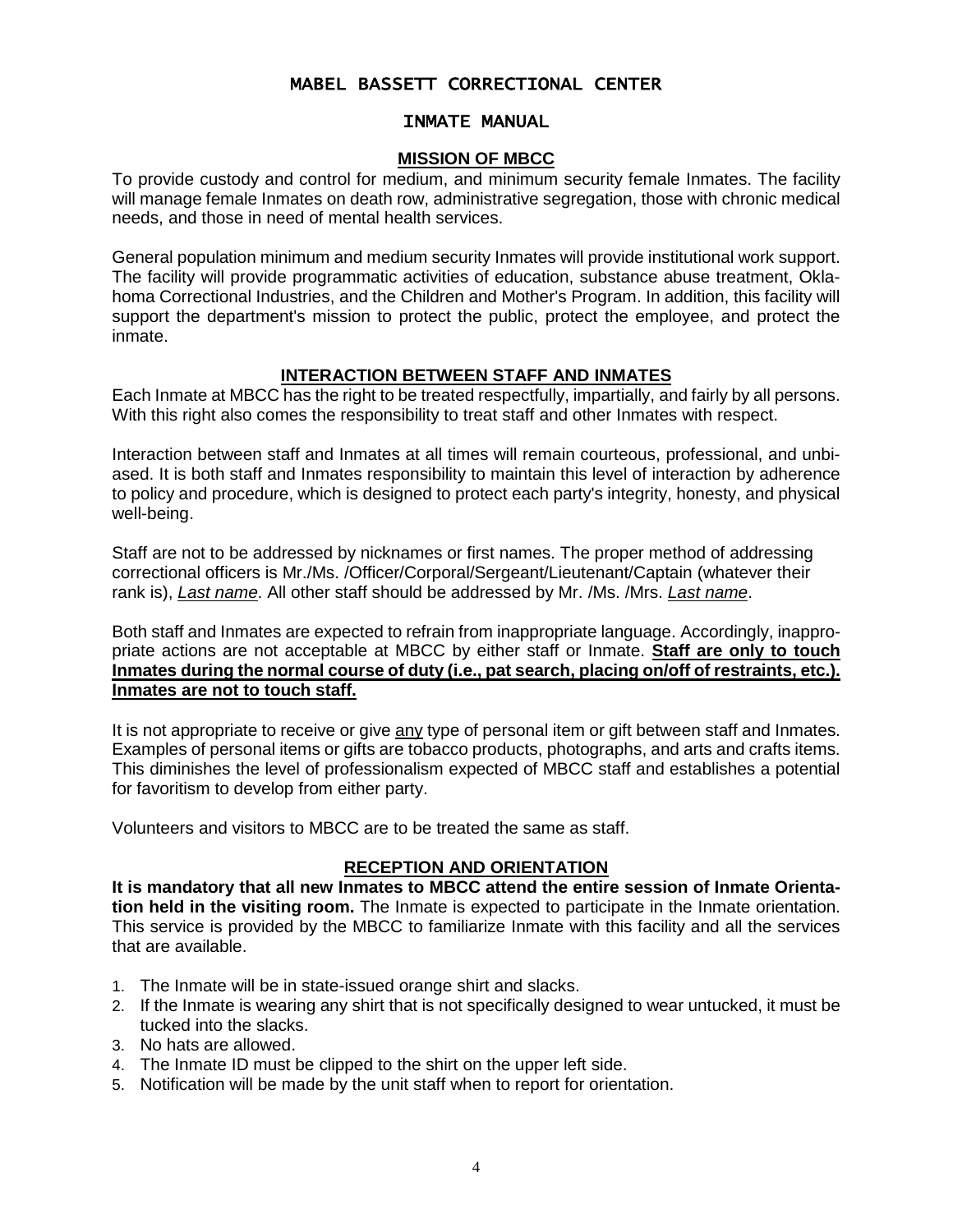# MABEL BASSETT CORRECTIONAL CENTER

## INMATE MANUAL

### MISSION OF MBCC

To provide custody and control for medium, and minimum security female Inmates. The facility will manage female Inmates on death row, administrative segregation, those with chronic medical needs, and those in need of mental health services.

General population minimum and medium security Inmates will provide institutional work support. The facility will provide programmatic activities of education, substance abuse treatment, Oklahoma Correctional Industries, and the Children and Mother's Program. In addition, this facility will support the department's mission to protect the public, protect the employee, and protect the inmate.

### INTERACTION BETWEEN STAFF AND INMATES

Each Inmate at MBCC has the right to be treated respectfully, impartially, and fairly by all persons. With this right also comes the responsibility to treat staff and other Inmates with respect.

Interaction between staff and Inmates at all times will remain courteous, professional, and unbiased. It is both staff and Inmates responsibility to maintain this level of interaction by adherence to policy and procedure, which is designed to protect each party's integrity, honesty, and physical well-being.

Staff are not to be addressed by nicknames or first names. The proper method of addressing correctional officers is Mr./Ms. /Officer/Corporal/Sergeant/Lieutenant/Captain (whatever their rank is), *Last name*. All other staff should be addressed by Mr. /Ms. /Mrs. *Last name*.

Both staff and Inmates are expected to refrain from inappropriate language. Accordingly, inappropriate actions are not acceptable at MBCC by either staff or Inmate. **Staff are only to touch Inmates during the normal course of duty (i.e., pat search, placing on/off of restraints, etc.). Inmates are not to touch staff.**

It is not appropriate to receive or give any type of personal item or gift between staff and Inmates. Examples of personal items or gifts are tobacco products, photographs, and arts and crafts items. This diminishes the level of professionalism expected of MBCC staff and establishes a potential for favoritism to develop from either party.

Volunteers and visitors to MBCC are to be treated the same as staff.

### RECEPTION AND ORIENTATION

**It is mandatory that all new Inmates to MBCC attend the entire session of Inmate Orientation held in the visiting room.** The Inmate is expected to participate in the Inmate orientation. This service is provided by the MBCC to familiarize Inmate with this facility and all the services that are available.

1. The Inmate will be in state-issued orange shirt and slacks.
2. If the Inmate is wearing any shirt that is not specifically designed to wear untucked, it must be tucked into the slacks.
3. No hats are allowed.
4. The Inmate ID must be clipped to the shirt on the upper left side.
5. Notification will be made by the unit staff when to report for orientation.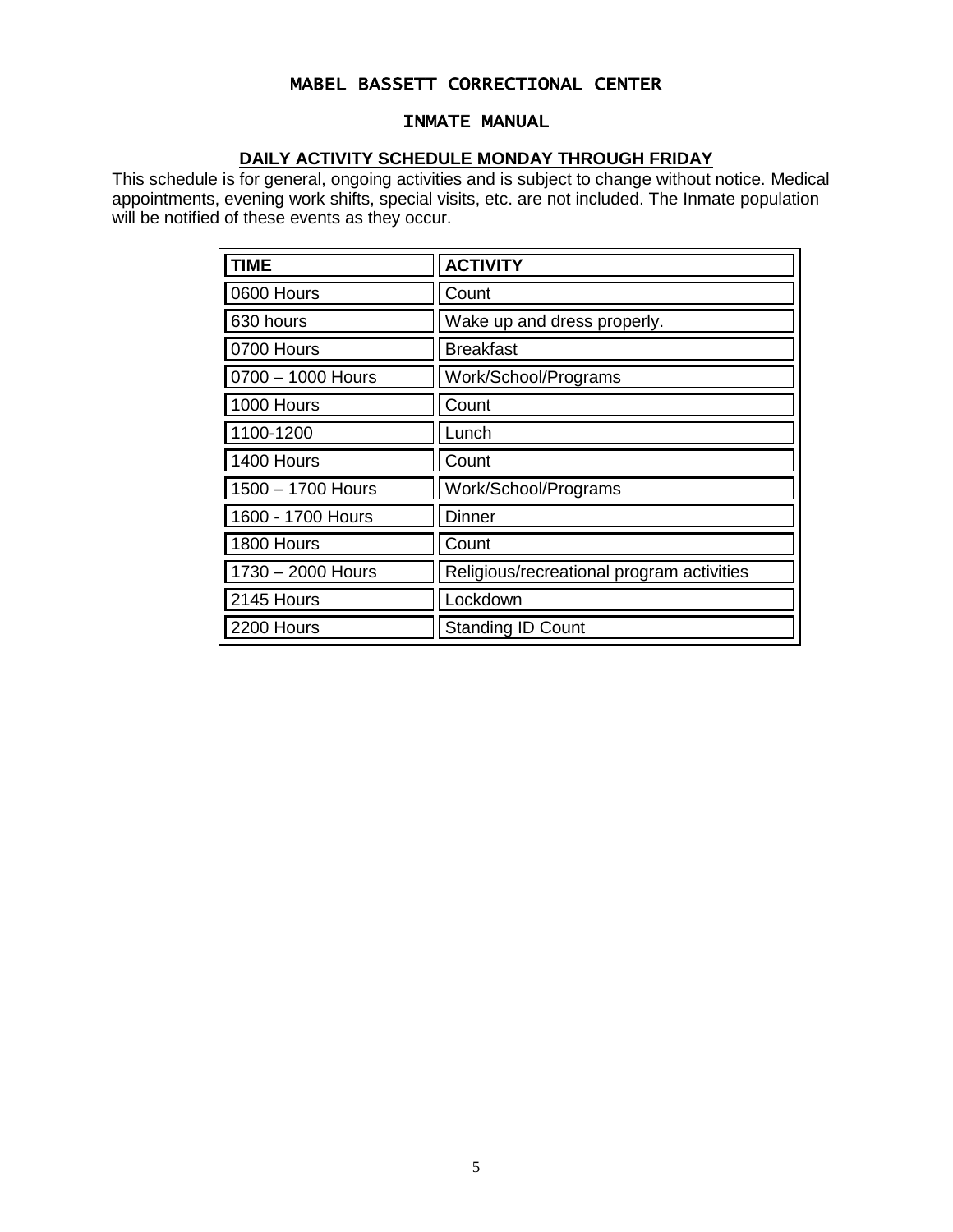# MABEL BASSETT CORRECTIONAL CENTER

## INMATE MANUAL

### DAILY ACTIVITY SCHEDULE MONDAY THROUGH FRIDAY

This schedule is for general, ongoing activities and is subject to change without notice. Medical appointments, evening work shifts, special visits, etc. are not included. The Inmate population will be notified of these events as they occur.

| TIME | ACTIVITY |
| --- | --- |
| 0600 Hours | Count |
| 630 hours | Wake up and dress properly. |
| 0700 Hours | Breakfast |
| 0700 – 1000 Hours | Work/School/Programs |
| 1000 Hours | Count |
| 1100-1200 | Lunch |
| 1400 Hours | Count |
| 1500 – 1700 Hours | Work/School/Programs |
| 1600 - 1700 Hours | Dinner |
| 1800 Hours | Count |
| 1730 – 2000 Hours | Religious/recreational program activities |
| 2145 Hours | Lockdown |
| 2200 Hours | Standing ID Count |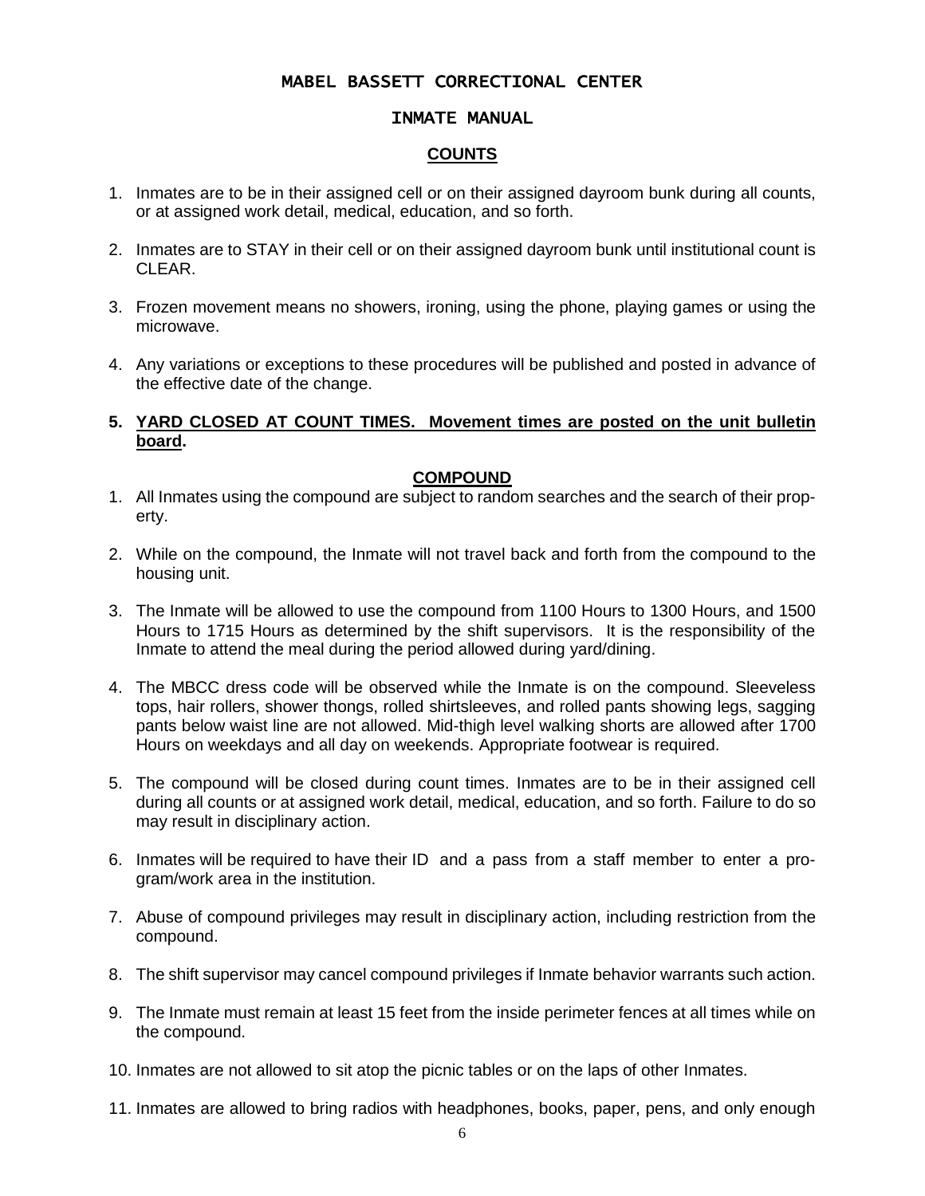# MABEL BASSETT CORRECTIONAL CENTER

## INMATE MANUAL

### COUNTS

1. Inmates are to be in their assigned cell or on their assigned dayroom bunk during all counts, or at assigned work detail, medical, education, and so forth.
2. Inmates are to STAY in their cell or on their assigned dayroom bunk until institutional count is CLEAR.
3. Frozen movement means no showers, ironing, using the phone, playing games or using the microwave.
4. Any variations or exceptions to these procedures will be published and posted in advance of the effective date of the change.
5. **YARD CLOSED AT COUNT TIMES. Movement times are posted on the unit bulletin board.**

### COMPOUND

1. All Inmates using the compound are subject to random searches and the search of their property.
2. While on the compound, the Inmate will not travel back and forth from the compound to the housing unit.
3. The Inmate will be allowed to use the compound from 1100 Hours to 1300 Hours, and 1500 Hours to 1715 Hours as determined by the shift supervisors. It is the responsibility of the Inmate to attend the meal during the period allowed during yard/dining.
4. The MBCC dress code will be observed while the Inmate is on the compound. Sleeveless tops, hair rollers, shower thongs, rolled shirtsleeves, and rolled pants showing legs, sagging pants below waist line are not allowed. Mid-thigh level walking shorts are allowed after 1700 Hours on weekdays and all day on weekends. Appropriate footwear is required.
5. The compound will be closed during count times. Inmates are to be in their assigned cell during all counts or at assigned work detail, medical, education, and so forth. Failure to do so may result in disciplinary action.
6. Inmates will be required to have their ID and a pass from a staff member to enter a program/work area in the institution.
7. Abuse of compound privileges may result in disciplinary action, including restriction from the compound.
8. The shift supervisor may cancel compound privileges if Inmate behavior warrants such action.
9. The Inmate must remain at least 15 feet from the inside perimeter fences at all times while on the compound.
10. Inmates are not allowed to sit atop the picnic tables or on the laps of other Inmates.
11. Inmates are allowed to bring radios with headphones, books, paper, pens, and only enough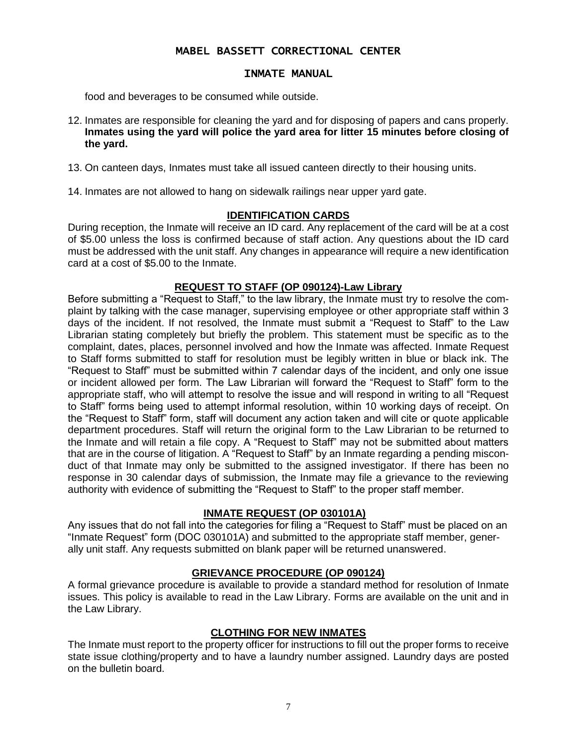food and beverages to be consumed while outside.

12. Inmates are responsible for cleaning the yard and for disposing of papers and cans properly. **Inmates using the yard will police the yard area for litter 15 minutes before closing of the yard.**

13. On canteen days, Inmates must take all issued canteen directly to their housing units.

14. Inmates are not allowed to hang on sidewalk railings near upper yard gate.

## IDENTIFICATION CARDS

During reception, the Inmate will receive an ID card. Any replacement of the card will be at a cost of $5.00 unless the loss is confirmed because of staff action. Any questions about the ID card must be addressed with the unit staff. Any changes in appearance will require a new identification card at a cost of $5.00 to the Inmate.

## REQUEST TO STAFF (OP 090124)-Law Library

Before submitting a "Request to Staff," to the law library, the Inmate must try to resolve the complaint by talking with the case manager, supervising employee or other appropriate staff within 3 days of the incident. If not resolved, the Inmate must submit a "Request to Staff" to the Law Librarian stating completely but briefly the problem. This statement must be specific as to the complaint, dates, places, personnel involved and how the Inmate was affected. Inmate Request to Staff forms submitted to staff for resolution must be legibly written in blue or black ink. The "Request to Staff" must be submitted within 7 calendar days of the incident, and only one issue or incident allowed per form. The Law Librarian will forward the "Request to Staff" form to the appropriate staff, who will attempt to resolve the issue and will respond in writing to all "Request to Staff" forms being used to attempt informal resolution, within 10 working days of receipt. On the "Request to Staff" form, staff will document any action taken and will cite or quote applicable department procedures. Staff will return the original form to the Law Librarian to be returned to the Inmate and will retain a file copy. A "Request to Staff" may not be submitted about matters that are in the course of litigation. A "Request to Staff" by an Inmate regarding a pending misconduct of that Inmate may only be submitted to the assigned investigator. If there has been no response in 30 calendar days of submission, the Inmate may file a grievance to the reviewing authority with evidence of submitting the "Request to Staff" to the proper staff member.

## INMATE REQUEST (OP 030101A)

Any issues that do not fall into the categories for filing a "Request to Staff" must be placed on an "Inmate Request" form (DOC 030101A) and submitted to the appropriate staff member, generally unit staff. Any requests submitted on blank paper will be returned unanswered.

## GRIEVANCE PROCEDURE (OP 090124)

A formal grievance procedure is available to provide a standard method for resolution of Inmate issues. This policy is available to read in the Law Library. Forms are available on the unit and in the Law Library.

## CLOTHING FOR NEW INMATES

The Inmate must report to the property officer for instructions to fill out the proper forms to receive state issue clothing/property and to have a laundry number assigned. Laundry days are posted on the bulletin board.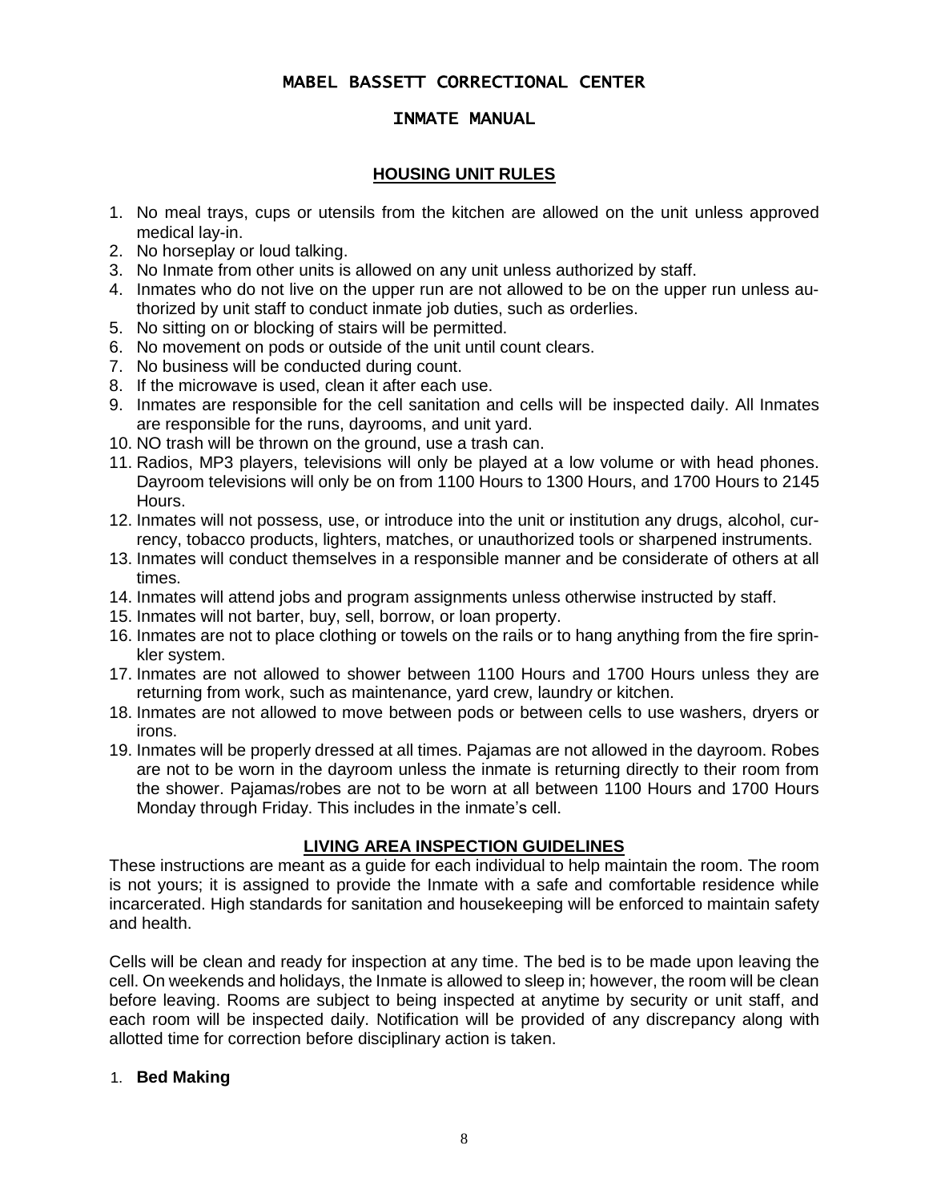# MABEL BASSETT CORRECTIONAL CENTER

## INMATE MANUAL

### HOUSING UNIT RULES

1. No meal trays, cups or utensils from the kitchen are allowed on the unit unless approved medical lay-in.
2. No horseplay or loud talking.
3. No Inmate from other units is allowed on any unit unless authorized by staff.
4. Inmates who do not live on the upper run are not allowed to be on the upper run unless authorized by unit staff to conduct inmate job duties, such as orderlies.
5. No sitting on or blocking of stairs will be permitted.
6. No movement on pods or outside of the unit until count clears.
7. No business will be conducted during count.
8. If the microwave is used, clean it after each use.
9. Inmates are responsible for the cell sanitation and cells will be inspected daily. All Inmates are responsible for the runs, dayrooms, and unit yard.
10. NO trash will be thrown on the ground, use a trash can.
11. Radios, MP3 players, televisions will only be played at a low volume or with head phones. Dayroom televisions will only be on from 1100 Hours to 1300 Hours, and 1700 Hours to 2145 Hours.
12. Inmates will not possess, use, or introduce into the unit or institution any drugs, alcohol, currency, tobacco products, lighters, matches, or unauthorized tools or sharpened instruments.
13. Inmates will conduct themselves in a responsible manner and be considerate of others at all times.
14. Inmates will attend jobs and program assignments unless otherwise instructed by staff.
15. Inmates will not barter, buy, sell, borrow, or loan property.
16. Inmates are not to place clothing or towels on the rails or to hang anything from the fire sprinkler system.
17. Inmates are not allowed to shower between 1100 Hours and 1700 Hours unless they are returning from work, such as maintenance, yard crew, laundry or kitchen.
18. Inmates are not allowed to move between pods or between cells to use washers, dryers or irons.
19. Inmates will be properly dressed at all times. Pajamas are not allowed in the dayroom. Robes are not to be worn in the dayroom unless the inmate is returning directly to their room from the shower. Pajamas/robes are not to be worn at all between 1100 Hours and 1700 Hours Monday through Friday. This includes in the inmate's cell.

### LIVING AREA INSPECTION GUIDELINES

These instructions are meant as a guide for each individual to help maintain the room. The room is not yours; it is assigned to provide the Inmate with a safe and comfortable residence while incarcerated. High standards for sanitation and housekeeping will be enforced to maintain safety and health.

Cells will be clean and ready for inspection at any time. The bed is to be made upon leaving the cell. On weekends and holidays, the Inmate is allowed to sleep in; however, the room will be clean before leaving. Rooms are subject to being inspected at anytime by security or unit staff, and each room will be inspected daily. Notification will be provided of any discrepancy along with allotted time for correction before disciplinary action is taken.

1. **Bed Making**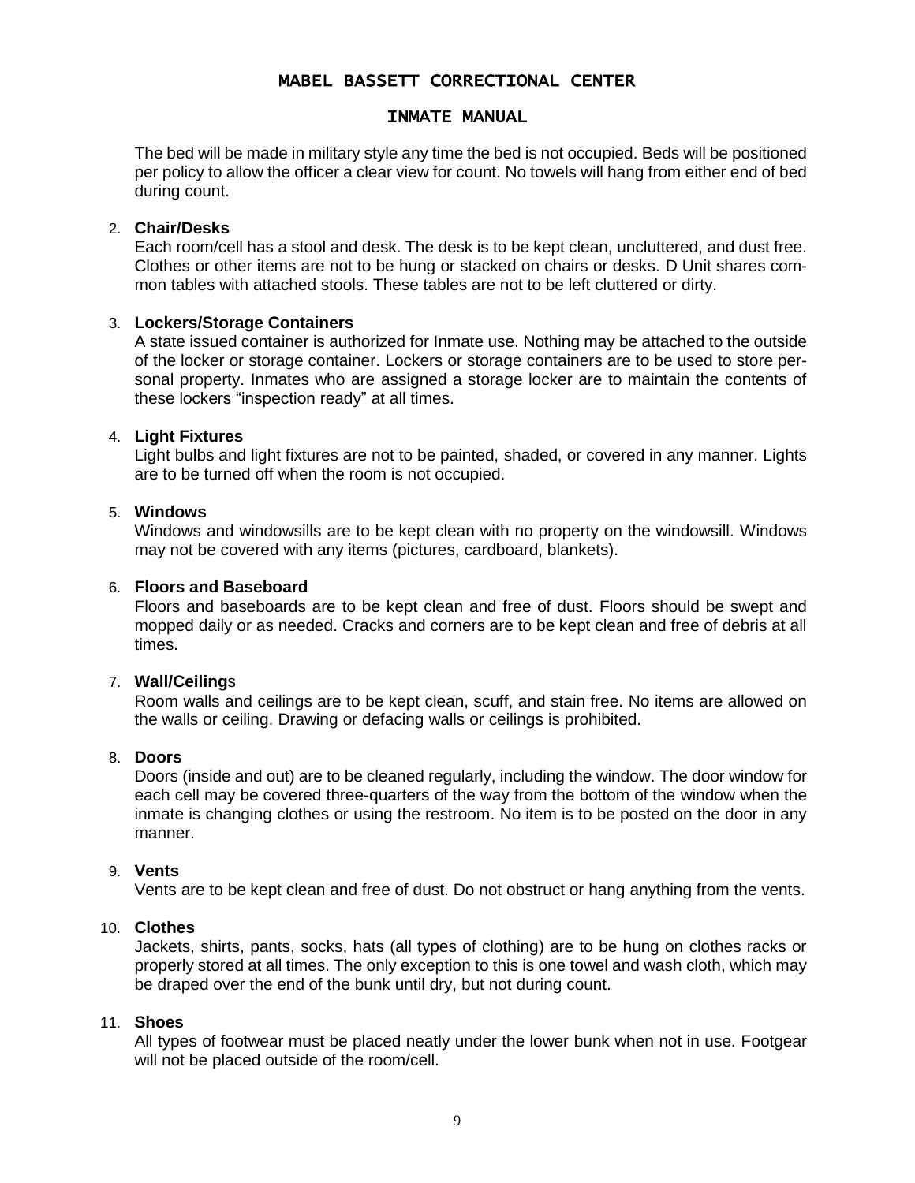The bed will be made in military style any time the bed is not occupied. Beds will be positioned per policy to allow the officer a clear view for count. No towels will hang from either end of bed during count.

2. **Chair/Desks**
   Each room/cell has a stool and desk. The desk is to be kept clean, uncluttered, and dust free. Clothes or other items are not to be hung or stacked on chairs or desks. D Unit shares common tables with attached stools. These tables are not to be left cluttered or dirty.

3. **Lockers/Storage Containers**
   A state issued container is authorized for Inmate use. Nothing may be attached to the outside of the locker or storage container. Lockers or storage containers are to be used to store personal property. Inmates who are assigned a storage locker are to maintain the contents of these lockers "inspection ready" at all times.

4. **Light Fixtures**
   Light bulbs and light fixtures are not to be painted, shaded, or covered in any manner. Lights are to be turned off when the room is not occupied.

5. **Windows**
   Windows and windowsills are to be kept clean with no property on the windowsill. Windows may not be covered with any items (pictures, cardboard, blankets).

6. **Floors and Baseboard**
   Floors and baseboards are to be kept clean and free of dust. Floors should be swept and mopped daily or as needed. Cracks and corners are to be kept clean and free of debris at all times.

7. **Wall/Ceilings**
   Room walls and ceilings are to be kept clean, scuff, and stain free. No items are allowed on the walls or ceiling. Drawing or defacing walls or ceilings is prohibited.

8. **Doors**
   Doors (inside and out) are to be cleaned regularly, including the window. The door window for each cell may be covered three-quarters of the way from the bottom of the window when the inmate is changing clothes or using the restroom. No item is to be posted on the door in any manner.

9. **Vents**
   Vents are to be kept clean and free of dust. Do not obstruct or hang anything from the vents.

10. **Clothes**
    Jackets, shirts, pants, socks, hats (all types of clothing) are to be hung on clothes racks or properly stored at all times. The only exception to this is one towel and wash cloth, which may be draped over the end of the bunk until dry, but not during count.

11. **Shoes**
    All types of footwear must be placed neatly under the lower bunk when not in use. Footgear will not be placed outside of the room/cell.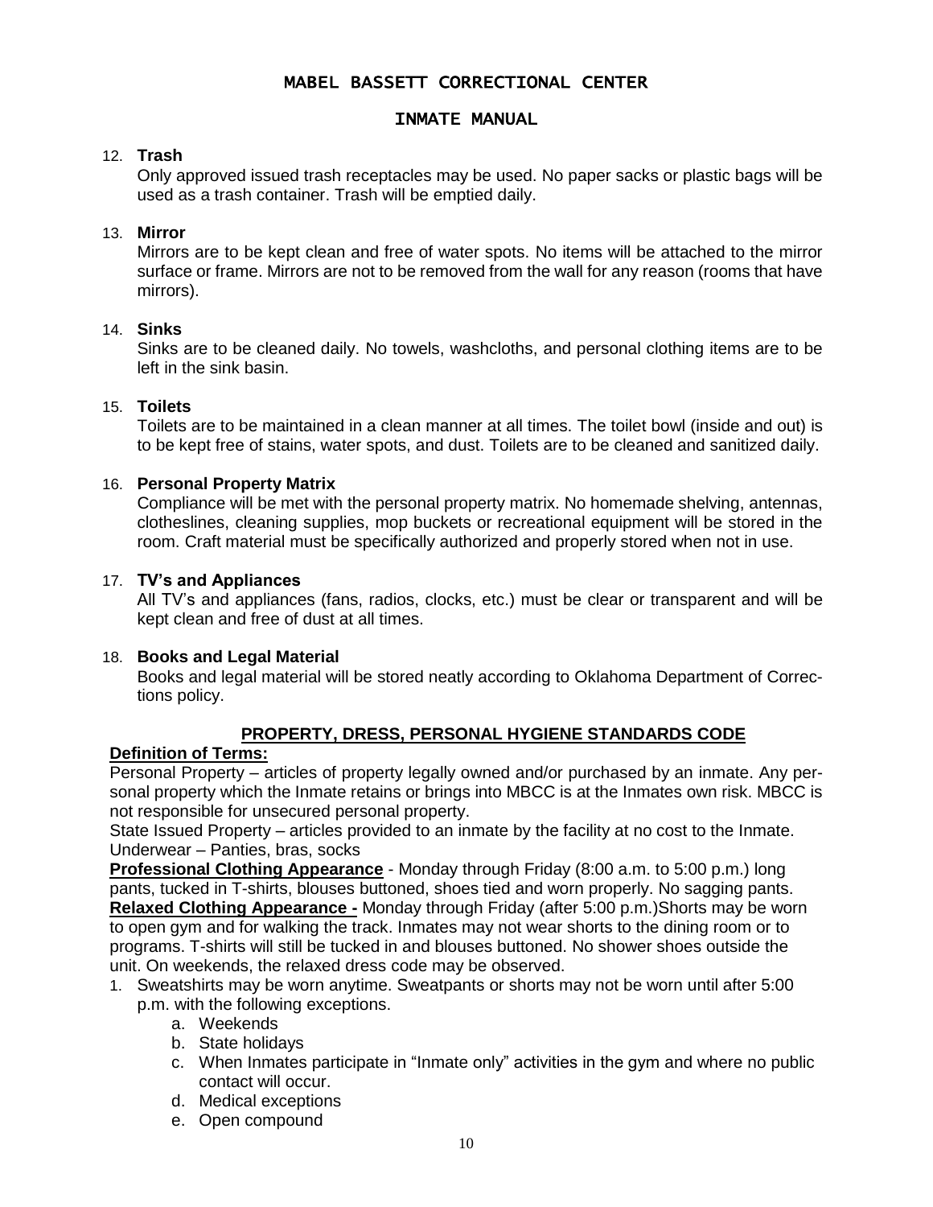12. **Trash**
    Only approved issued trash receptacles may be used. No paper sacks or plastic bags will be used as a trash container. Trash will be emptied daily.

13. **Mirror**
    Mirrors are to be kept clean and free of water spots. No items will be attached to the mirror surface or frame. Mirrors are not to be removed from the wall for any reason (rooms that have mirrors).

14. **Sinks**
    Sinks are to be cleaned daily. No towels, washcloths, and personal clothing items are to be left in the sink basin.

15. **Toilets**
    Toilets are to be maintained in a clean manner at all times. The toilet bowl (inside and out) is to be kept free of stains, water spots, and dust. Toilets are to be cleaned and sanitized daily.

16. **Personal Property Matrix**
    Compliance will be met with the personal property matrix. No homemade shelving, antennas, clotheslines, cleaning supplies, mop buckets or recreational equipment will be stored in the room. Craft material must be specifically authorized and properly stored when not in use.

17. **TV's and Appliances**
    All TV's and appliances (fans, radios, clocks, etc.) must be clear or transparent and will be kept clean and free of dust at all times.

18. **Books and Legal Material**
    Books and legal material will be stored neatly according to Oklahoma Department of Corrections policy.

## PROPERTY, DRESS, PERSONAL HYGIENE STANDARDS CODE

**Definition of Terms:**

Personal Property – articles of property legally owned and/or purchased by an inmate. Any personal property which the Inmate retains or brings into MBCC is at the Inmates own risk. MBCC is not responsible for unsecured personal property.

State Issued Property – articles provided to an inmate by the facility at no cost to the Inmate.

Underwear – Panties, bras, socks

**Professional Clothing Appearance** - Monday through Friday (8:00 a.m. to 5:00 p.m.) long pants, tucked in T-shirts, blouses buttoned, shoes tied and worn properly. No sagging pants.

**Relaxed Clothing Appearance -** Monday through Friday (after 5:00 p.m.)Shorts may be worn to open gym and for walking the track. Inmates may not wear shorts to the dining room or to programs. T-shirts will still be tucked in and blouses buttoned. No shower shoes outside the unit. On weekends, the relaxed dress code may be observed.

1. Sweatshirts may be worn anytime. Sweatpants or shorts may not be worn until after 5:00 p.m. with the following exceptions.
    a. Weekends
    b. State holidays
    c. When Inmates participate in "Inmate only" activities in the gym and where no public contact will occur.
    d. Medical exceptions
    e. Open compound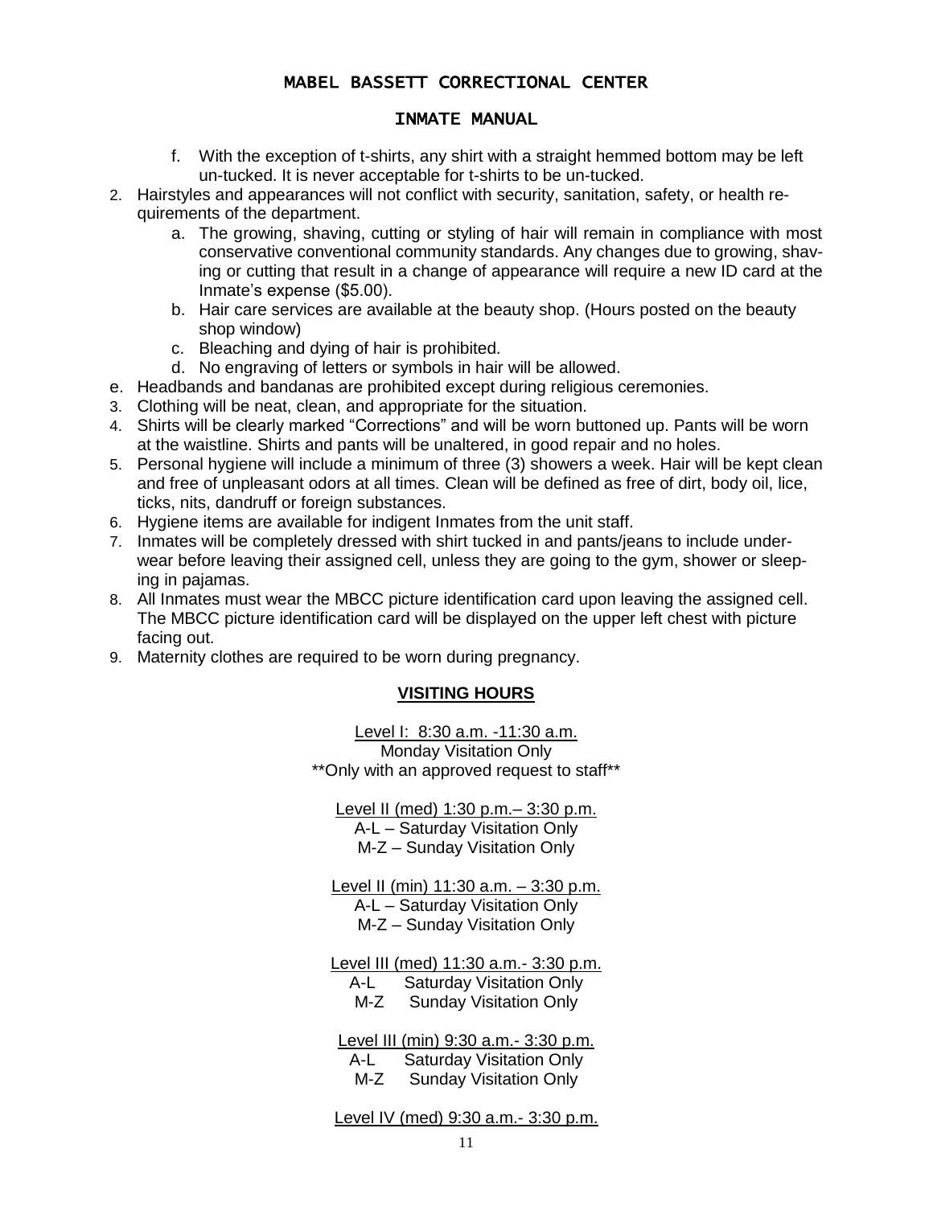f. With the exception of t-shirts, any shirt with a straight hemmed bottom may be left un-tucked. It is never acceptable for t-shirts to be un-tucked.

2. Hairstyles and appearances will not conflict with security, sanitation, safety, or health requirements of the department.
   a. The growing, shaving, cutting or styling of hair will remain in compliance with most conservative conventional community standards. Any changes due to growing, shaving or cutting that result in a change of appearance will require a new ID card at the Inmate's expense ($5.00).
   b. Hair care services are available at the beauty shop. (Hours posted on the beauty shop window)
   c. Bleaching and dying of hair is prohibited.
   d. No engraving of letters or symbols in hair will be allowed.

e. Headbands and bandanas are prohibited except during religious ceremonies.

3. Clothing will be neat, clean, and appropriate for the situation.
4. Shirts will be clearly marked "Corrections" and will be worn buttoned up. Pants will be worn at the waistline. Shirts and pants will be unaltered, in good repair and no holes.
5. Personal hygiene will include a minimum of three (3) showers a week. Hair will be kept clean and free of unpleasant odors at all times. Clean will be defined as free of dirt, body oil, lice, ticks, nits, dandruff or foreign substances.
6. Hygiene items are available for indigent Inmates from the unit staff.
7. Inmates will be completely dressed with shirt tucked in and pants/jeans to include underwear before leaving their assigned cell, unless they are going to the gym, shower or sleeping in pajamas.
8. All Inmates must wear the MBCC picture identification card upon leaving the assigned cell. The MBCC picture identification card will be displayed on the upper left chest with picture facing out.
9. Maternity clothes are required to be worn during pregnancy.

## VISITING HOURS

Level I: 8:30 a.m. -11:30 a.m.
Monday Visitation Only
**Only with an approved request to staff**

Level II (med) 1:30 p.m.– 3:30 p.m.
A-L – Saturday Visitation Only
M-Z – Sunday Visitation Only

Level II (min) 11:30 a.m. – 3:30 p.m.
A-L – Saturday Visitation Only
M-Z – Sunday Visitation Only

Level III (med) 11:30 a.m.- 3:30 p.m.
A-L Saturday Visitation Only
M-Z Sunday Visitation Only

Level III (min) 9:30 a.m.- 3:30 p.m.
A-L Saturday Visitation Only
M-Z Sunday Visitation Only

Level IV (med) 9:30 a.m.- 3:30 p.m.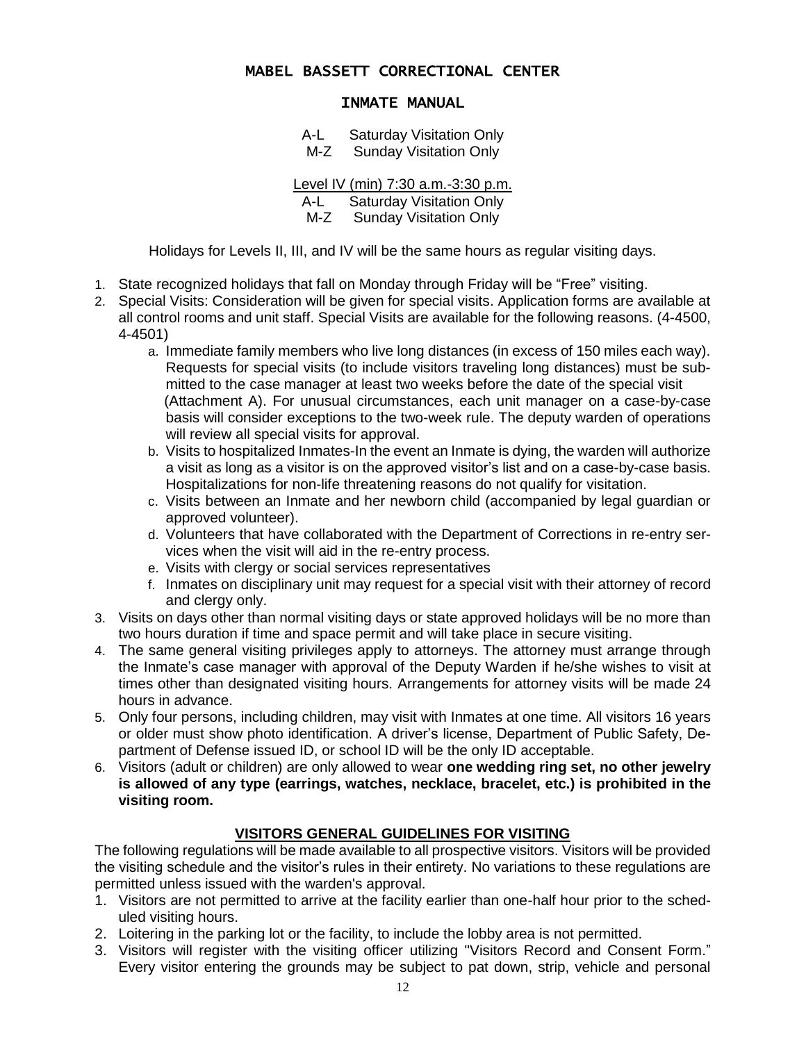## MABEL BASSETT CORRECTIONAL CENTER

## INMATE MANUAL

A-L Saturday Visitation Only
M-Z Sunday Visitation Only

Level IV (min) 7:30 a.m.-3:30 p.m.
A-L Saturday Visitation Only
M-Z Sunday Visitation Only

Holidays for Levels II, III, and IV will be the same hours as regular visiting days.

1. State recognized holidays that fall on Monday through Friday will be "Free" visiting.
2. Special Visits: Consideration will be given for special visits. Application forms are available at all control rooms and unit staff. Special Visits are available for the following reasons. (4-4500, 4-4501)
   a. Immediate family members who live long distances (in excess of 150 miles each way). Requests for special visits (to include visitors traveling long distances) must be submitted to the case manager at least two weeks before the date of the special visit (Attachment A). For unusual circumstances, each unit manager on a case-by-case basis will consider exceptions to the two-week rule. The deputy warden of operations will review all special visits for approval.
   b. Visits to hospitalized Inmates-In the event an Inmate is dying, the warden will authorize a visit as long as a visitor is on the approved visitor's list and on a case-by-case basis. Hospitalizations for non-life threatening reasons do not qualify for visitation.
   c. Visits between an Inmate and her newborn child (accompanied by legal guardian or approved volunteer).
   d. Volunteers that have collaborated with the Department of Corrections in re-entry services when the visit will aid in the re-entry process.
   e. Visits with clergy or social services representatives
   f. Inmates on disciplinary unit may request for a special visit with their attorney of record and clergy only.
3. Visits on days other than normal visiting days or state approved holidays will be no more than two hours duration if time and space permit and will take place in secure visiting.
4. The same general visiting privileges apply to attorneys. The attorney must arrange through the Inmate's case manager with approval of the Deputy Warden if he/she wishes to visit at times other than designated visiting hours. Arrangements for attorney visits will be made 24 hours in advance.
5. Only four persons, including children, may visit with Inmates at one time. All visitors 16 years or older must show photo identification. A driver's license, Department of Public Safety, Department of Defense issued ID, or school ID will be the only ID acceptable.
6. Visitors (adult or children) are only allowed to wear **one wedding ring set, no other jewelry is allowed of any type (earrings, watches, necklace, bracelet, etc.) is prohibited in the visiting room.**

### VISITORS GENERAL GUIDELINES FOR VISITING

The following regulations will be made available to all prospective visitors. Visitors will be provided the visiting schedule and the visitor's rules in their entirety. No variations to these regulations are permitted unless issued with the warden's approval.

1. Visitors are not permitted to arrive at the facility earlier than one-half hour prior to the scheduled visiting hours.
2. Loitering in the parking lot or the facility, to include the lobby area is not permitted.
3. Visitors will register with the visiting officer utilizing "Visitors Record and Consent Form." Every visitor entering the grounds may be subject to pat down, strip, vehicle and personal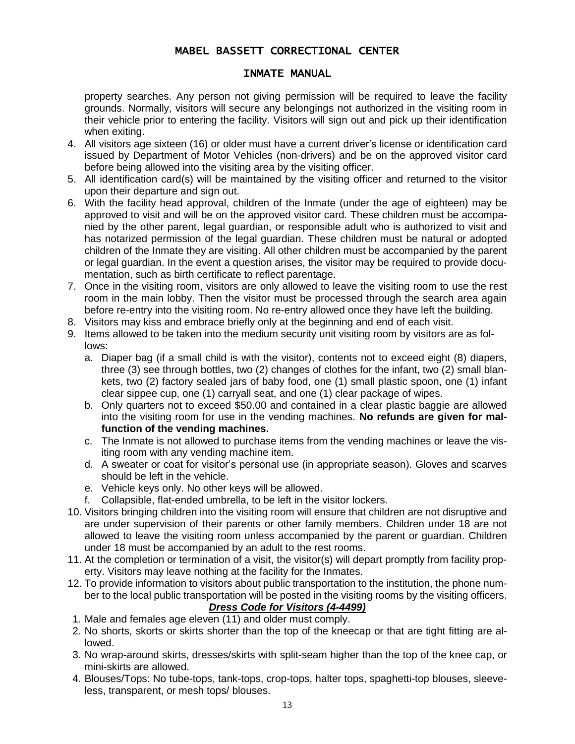property searches. Any person not giving permission will be required to leave the facility grounds. Normally, visitors will secure any belongings not authorized in the visiting room in their vehicle prior to entering the facility. Visitors will sign out and pick up their identification when exiting.

4. All visitors age sixteen (16) or older must have a current driver's license or identification card issued by Department of Motor Vehicles (non-drivers) and be on the approved visitor card before being allowed into the visiting area by the visiting officer.
5. All identification card(s) will be maintained by the visiting officer and returned to the visitor upon their departure and sign out.
6. With the facility head approval, children of the Inmate (under the age of eighteen) may be approved to visit and will be on the approved visitor card. These children must be accompanied by the other parent, legal guardian, or responsible adult who is authorized to visit and has notarized permission of the legal guardian. These children must be natural or adopted children of the Inmate they are visiting. All other children must be accompanied by the parent or legal guardian. In the event a question arises, the visitor may be required to provide documentation, such as birth certificate to reflect parentage.
7. Once in the visiting room, visitors are only allowed to leave the visiting room to use the rest room in the main lobby. Then the visitor must be processed through the search area again before re-entry into the visiting room. No re-entry allowed once they have left the building.
8. Visitors may kiss and embrace briefly only at the beginning and end of each visit.
9. Items allowed to be taken into the medium security unit visiting room by visitors are as follows:
   a. Diaper bag (if a small child is with the visitor), contents not to exceed eight (8) diapers, three (3) see through bottles, two (2) changes of clothes for the infant, two (2) small blankets, two (2) factory sealed jars of baby food, one (1) small plastic spoon, one (1) infant clear sippee cup, one (1) carryall seat, and one (1) clear package of wipes.
   b. Only quarters not to exceed $50.00 and contained in a clear plastic baggie are allowed into the visiting room for use in the vending machines. **No refunds are given for malfunction of the vending machines.**
   c. The Inmate is not allowed to purchase items from the vending machines or leave the visiting room with any vending machine item.
   d. A sweater or coat for visitor's personal use (in appropriate season). Gloves and scarves should be left in the vehicle.
   e. Vehicle keys only. No other keys will be allowed.
   f. Collapsible, flat-ended umbrella, to be left in the visitor lockers.
10. Visitors bringing children into the visiting room will ensure that children are not disruptive and are under supervision of their parents or other family members. Children under 18 are not allowed to leave the visiting room unless accompanied by the parent or guardian. Children under 18 must be accompanied by an adult to the rest rooms.
11. At the completion or termination of a visit, the visitor(s) will depart promptly from facility property. Visitors may leave nothing at the facility for the Inmates.
12. To provide information to visitors about public transportation to the institution, the phone number to the local public transportation will be posted in the visiting rooms by the visiting officers.

### ***Dress Code for Visitors (4-4499)***

1. Male and females age eleven (11) and older must comply.
2. No shorts, skorts or skirts shorter than the top of the kneecap or that are tight fitting are allowed.
3. No wrap-around skirts, dresses/skirts with split-seam higher than the top of the knee cap, or mini-skirts are allowed.
4. Blouses/Tops: No tube-tops, tank-tops, crop-tops, halter tops, spaghetti-top blouses, sleeveless, transparent, or mesh tops/ blouses.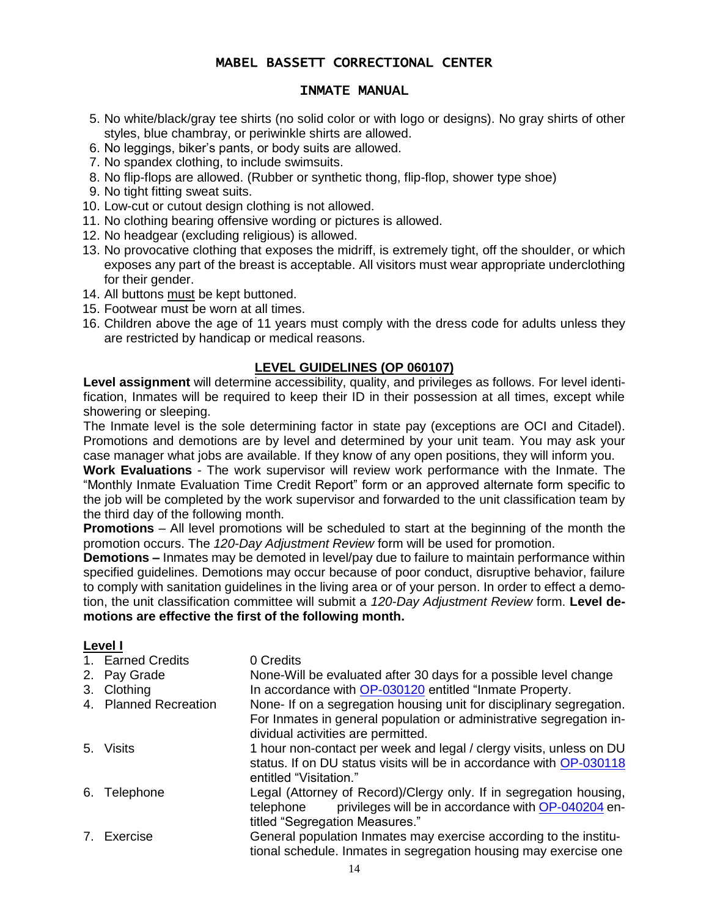5. No white/black/gray tee shirts (no solid color or with logo or designs). No gray shirts of other styles, blue chambray, or periwinkle shirts are allowed.
6. No leggings, biker's pants, or body suits are allowed.
7. No spandex clothing, to include swimsuits.
8. No flip-flops are allowed. (Rubber or synthetic thong, flip-flop, shower type shoe)
9. No tight fitting sweat suits.
10. Low-cut or cutout design clothing is not allowed.
11. No clothing bearing offensive wording or pictures is allowed.
12. No headgear (excluding religious) is allowed.
13. No provocative clothing that exposes the midriff, is extremely tight, off the shoulder, or which exposes any part of the breast is acceptable. All visitors must wear appropriate underclothing for their gender.
14. All buttons <u>must</u> be kept buttoned.
15. Footwear must be worn at all times.
16. Children above the age of 11 years must comply with the dress code for adults unless they are restricted by handicap or medical reasons.

## <u>LEVEL GUIDELINES (OP 060107)</u>

**Level assignment** will determine accessibility, quality, and privileges as follows. For level identification, Inmates will be required to keep their ID in their possession at all times, except while showering or sleeping.

The Inmate level is the sole determining factor in state pay (exceptions are OCI and Citadel). Promotions and demotions are by level and determined by your unit team. You may ask your case manager what jobs are available. If they know of any open positions, they will inform you.

**Work Evaluations** - The work supervisor will review work performance with the Inmate. The "Monthly Inmate Evaluation Time Credit Report" form or an approved alternate form specific to the job will be completed by the work supervisor and forwarded to the unit classification team by the third day of the following month.

**Promotions** – All level promotions will be scheduled to start at the beginning of the month the promotion occurs. The *120-Day Adjustment Review* form will be used for promotion.

**Demotions –** Inmates may be demoted in level/pay due to failure to maintain performance within specified guidelines. Demotions may occur because of poor conduct, disruptive behavior, failure to comply with sanitation guidelines in the living area or of your person. In order to effect a demotion, the unit classification committee will submit a *120-Day Adjustment Review* form. **Level demotions are effective the first of the following month.**

**<u>Level I</u>**

| | |
|---|---|
| 1. Earned Credits | 0 Credits |
| 2. Pay Grade | None-Will be evaluated after 30 days for a possible level change |
| 3. Clothing | In accordance with OP-030120 entitled "Inmate Property. |
| 4. Planned Recreation | None- If on a segregation housing unit for disciplinary segregation. For Inmates in general population or administrative segregation individual activities are permitted. |
| 5. Visits | 1 hour non-contact per week and legal / clergy visits, unless on DU status. If on DU status visits will be in accordance with OP-030118 entitled "Visitation." |
| 6. Telephone | Legal (Attorney of Record)/Clergy only. If in segregation housing, telephone privileges will be in accordance with OP-040204 entitled "Segregation Measures." |
| 7. Exercise | General population Inmates may exercise according to the institutional schedule. Inmates in segregation housing may exercise one |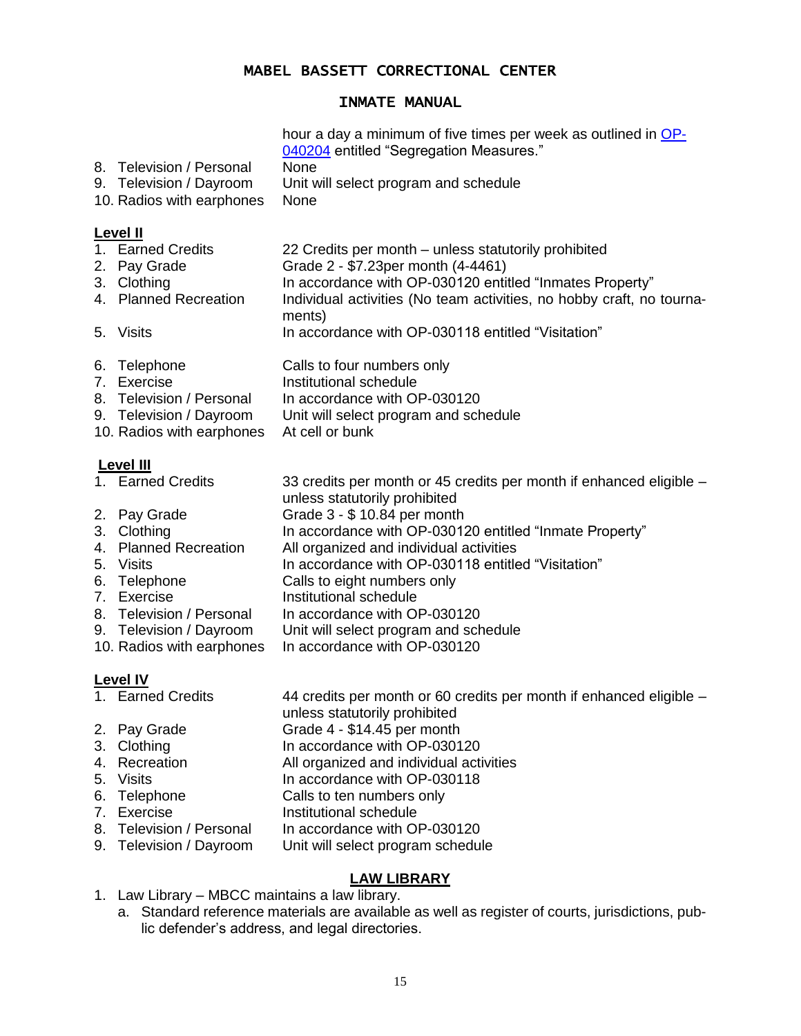hour a day a minimum of five times per week as outlined in [OP-040204](OP-040204) entitled “Segregation Measures.”

| | |
|---|---|
| 8. Television / Personal | None |
| 9. Television / Dayroom | Unit will select program and schedule |
| 10. Radios with earphones | None |

**Level II**

| | |
|---|---|
| 1. Earned Credits | 22 Credits per month – unless statutorily prohibited |
| 2. Pay Grade | Grade 2 - $7.23per month (4-4461) |
| 3. Clothing | In accordance with OP-030120 entitled “Inmates Property” |
| 4. Planned Recreation | Individual activities (No team activities, no hobby craft, no tournaments) |
| 5. Visits | In accordance with OP-030118 entitled “Visitation” |
| 6. Telephone | Calls to four numbers only |
| 7. Exercise | Institutional schedule |
| 8. Television / Personal | In accordance with OP-030120 |
| 9. Television / Dayroom | Unit will select program and schedule |
| 10. Radios with earphones | At cell or bunk |

**Level III**

| | |
|---|---|
| 1. Earned Credits | 33 credits per month or 45 credits per month if enhanced eligible – unless statutorily prohibited |
| 2. Pay Grade | Grade 3 - $ 10.84 per month |
| 3. Clothing | In accordance with OP-030120 entitled “Inmate Property” |
| 4. Planned Recreation | All organized and individual activities |
| 5. Visits | In accordance with OP-030118 entitled “Visitation” |
| 6. Telephone | Calls to eight numbers only |
| 7. Exercise | Institutional schedule |
| 8. Television / Personal | In accordance with OP-030120 |
| 9. Television / Dayroom | Unit will select program and schedule |
| 10. Radios with earphones | In accordance with OP-030120 |

**Level IV**

| | |
|---|---|
| 1. Earned Credits | 44 credits per month or 60 credits per month if enhanced eligible – unless statutorily prohibited |
| 2. Pay Grade | Grade 4 - $14.45 per month |
| 3. Clothing | In accordance with OP-030120 |
| 4. Recreation | All organized and individual activities |
| 5. Visits | In accordance with OP-030118 |
| 6. Telephone | Calls to ten numbers only |
| 7. Exercise | Institutional schedule |
| 8. Television / Personal | In accordance with OP-030120 |
| 9. Television / Dayroom | Unit will select program schedule |

## LAW LIBRARY

1. Law Library – MBCC maintains a law library.
   a. Standard reference materials are available as well as register of courts, jurisdictions, public defender’s address, and legal directories.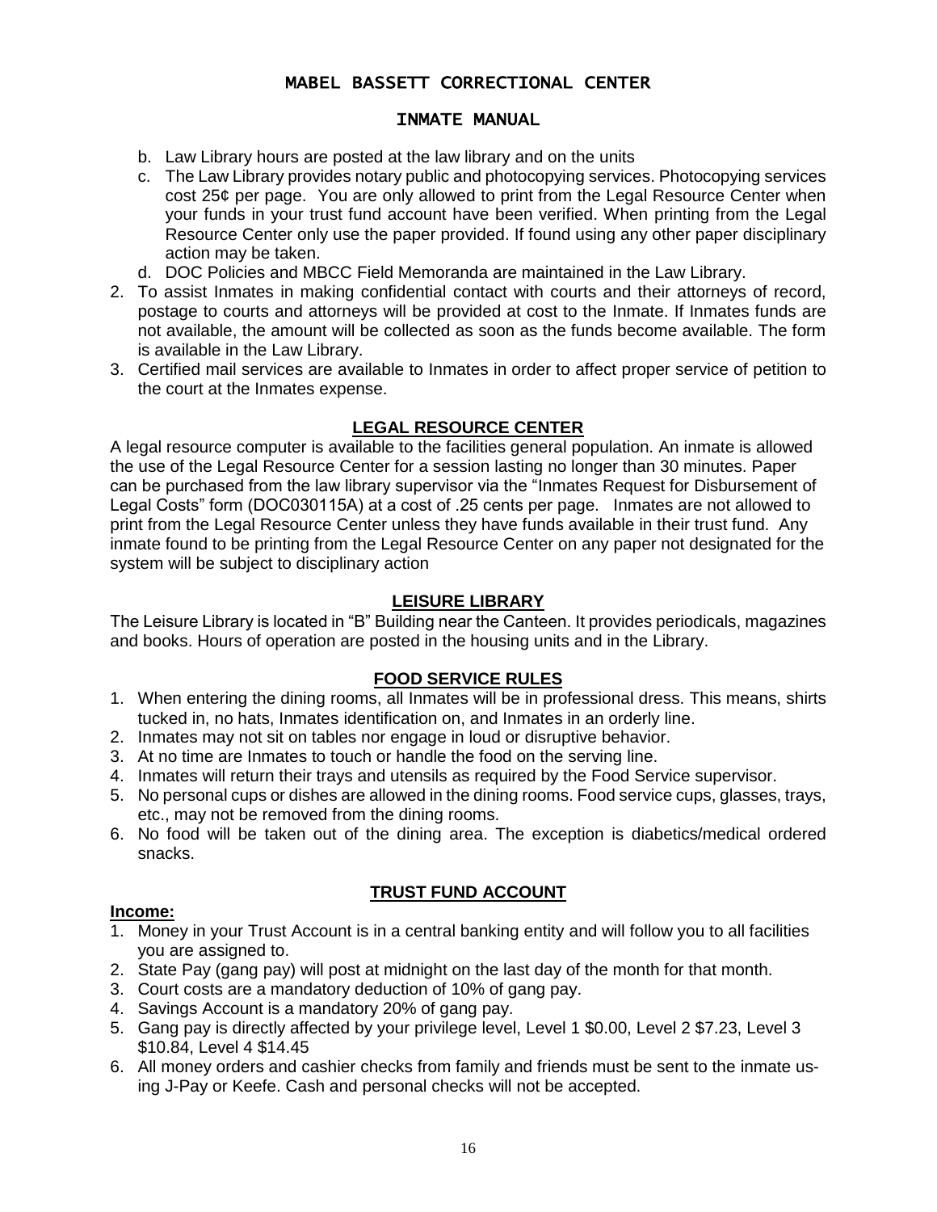b. Law Library hours are posted at the law library and on the units
c. The Law Library provides notary public and photocopying services. Photocopying services cost 25¢ per page. You are only allowed to print from the Legal Resource Center when your funds in your trust fund account have been verified. When printing from the Legal Resource Center only use the paper provided. If found using any other paper disciplinary action may be taken.
d. DOC Policies and MBCC Field Memoranda are maintained in the Law Library.

2. To assist Inmates in making confidential contact with courts and their attorneys of record, postage to courts and attorneys will be provided at cost to the Inmate. If Inmates funds are not available, the amount will be collected as soon as the funds become available. The form is available in the Law Library.
3. Certified mail services are available to Inmates in order to affect proper service of petition to the court at the Inmates expense.

## LEGAL RESOURCE CENTER

A legal resource computer is available to the facilities general population. An inmate is allowed the use of the Legal Resource Center for a session lasting no longer than 30 minutes. Paper can be purchased from the law library supervisor via the "Inmates Request for Disbursement of Legal Costs" form (DOC030115A) at a cost of .25 cents per page. Inmates are not allowed to print from the Legal Resource Center unless they have funds available in their trust fund. Any inmate found to be printing from the Legal Resource Center on any paper not designated for the system will be subject to disciplinary action

## LEISURE LIBRARY

The Leisure Library is located in "B" Building near the Canteen. It provides periodicals, magazines and books. Hours of operation are posted in the housing units and in the Library.

## FOOD SERVICE RULES

1. When entering the dining rooms, all Inmates will be in professional dress. This means, shirts tucked in, no hats, Inmates identification on, and Inmates in an orderly line.
2. Inmates may not sit on tables nor engage in loud or disruptive behavior.
3. At no time are Inmates to touch or handle the food on the serving line.
4. Inmates will return their trays and utensils as required by the Food Service supervisor.
5. No personal cups or dishes are allowed in the dining rooms. Food service cups, glasses, trays, etc., may not be removed from the dining rooms.
6. No food will be taken out of the dining area. The exception is diabetics/medical ordered snacks.

## TRUST FUND ACCOUNT

**Income:**

1. Money in your Trust Account is in a central banking entity and will follow you to all facilities you are assigned to.
2. State Pay (gang pay) will post at midnight on the last day of the month for that month.
3. Court costs are a mandatory deduction of 10% of gang pay.
4. Savings Account is a mandatory 20% of gang pay.
5. Gang pay is directly affected by your privilege level, Level 1 $0.00, Level 2 $7.23, Level 3 $10.84, Level 4 $14.45
6. All money orders and cashier checks from family and friends must be sent to the inmate using J-Pay or Keefe. Cash and personal checks will not be accepted.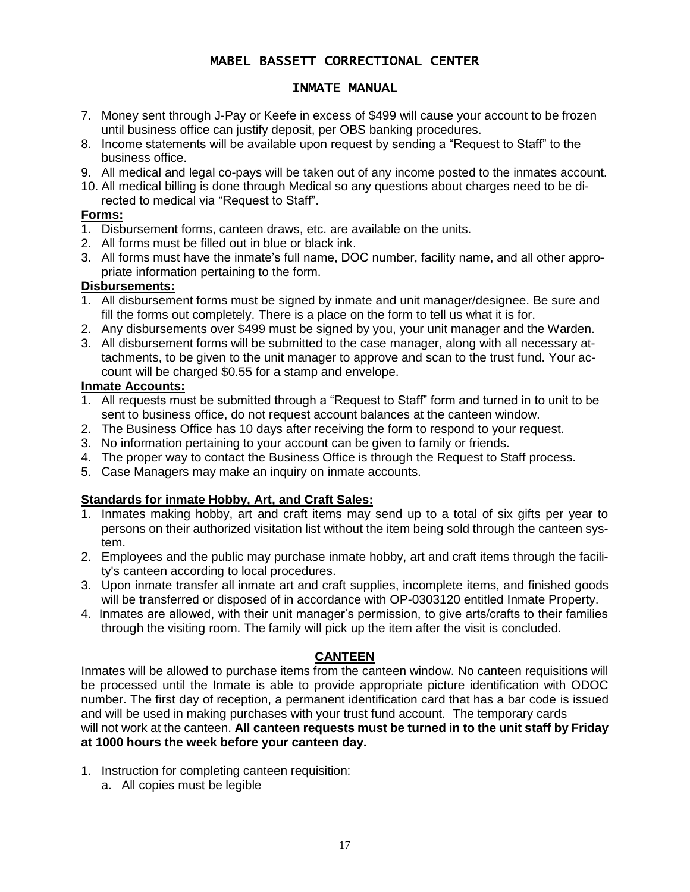7. Money sent through J-Pay or Keefe in excess of $499 will cause your account to be frozen until business office can justify deposit, per OBS banking procedures.
8. Income statements will be available upon request by sending a "Request to Staff" to the business office.
9. All medical and legal co-pays will be taken out of any income posted to the inmates account.
10. All medical billing is done through Medical so any questions about charges need to be directed to medical via "Request to Staff".

**Forms:**

1. Disbursement forms, canteen draws, etc. are available on the units.
2. All forms must be filled out in blue or black ink.
3. All forms must have the inmate's full name, DOC number, facility name, and all other appropriate information pertaining to the form.

**Disbursements:**

1. All disbursement forms must be signed by inmate and unit manager/designee. Be sure and fill the forms out completely. There is a place on the form to tell us what it is for.
2. Any disbursements over $499 must be signed by you, your unit manager and the Warden.
3. All disbursement forms will be submitted to the case manager, along with all necessary attachments, to be given to the unit manager to approve and scan to the trust fund. Your account will be charged $0.55 for a stamp and envelope.

**Inmate Accounts:**

1. All requests must be submitted through a "Request to Staff" form and turned in to unit to be sent to business office, do not request account balances at the canteen window.
2. The Business Office has 10 days after receiving the form to respond to your request.
3. No information pertaining to your account can be given to family or friends.
4. The proper way to contact the Business Office is through the Request to Staff process.
5. Case Managers may make an inquiry on inmate accounts.

**Standards for inmate Hobby, Art, and Craft Sales:**

1. Inmates making hobby, art and craft items may send up to a total of six gifts per year to persons on their authorized visitation list without the item being sold through the canteen system.
2. Employees and the public may purchase inmate hobby, art and craft items through the facility's canteen according to local procedures.
3. Upon inmate transfer all inmate art and craft supplies, incomplete items, and finished goods will be transferred or disposed of in accordance with OP-0303120 entitled Inmate Property.
4. Inmates are allowed, with their unit manager's permission, to give arts/crafts to their families through the visiting room. The family will pick up the item after the visit is concluded.

## CANTEEN

Inmates will be allowed to purchase items from the canteen window. No canteen requisitions will be processed until the Inmate is able to provide appropriate picture identification with ODOC number. The first day of reception, a permanent identification card that has a bar code is issued and will be used in making purchases with your trust fund account. The temporary cards will not work at the canteen. **All canteen requests must be turned in to the unit staff by Friday at 1000 hours the week before your canteen day.**

1. Instruction for completing canteen requisition:
   a. All copies must be legible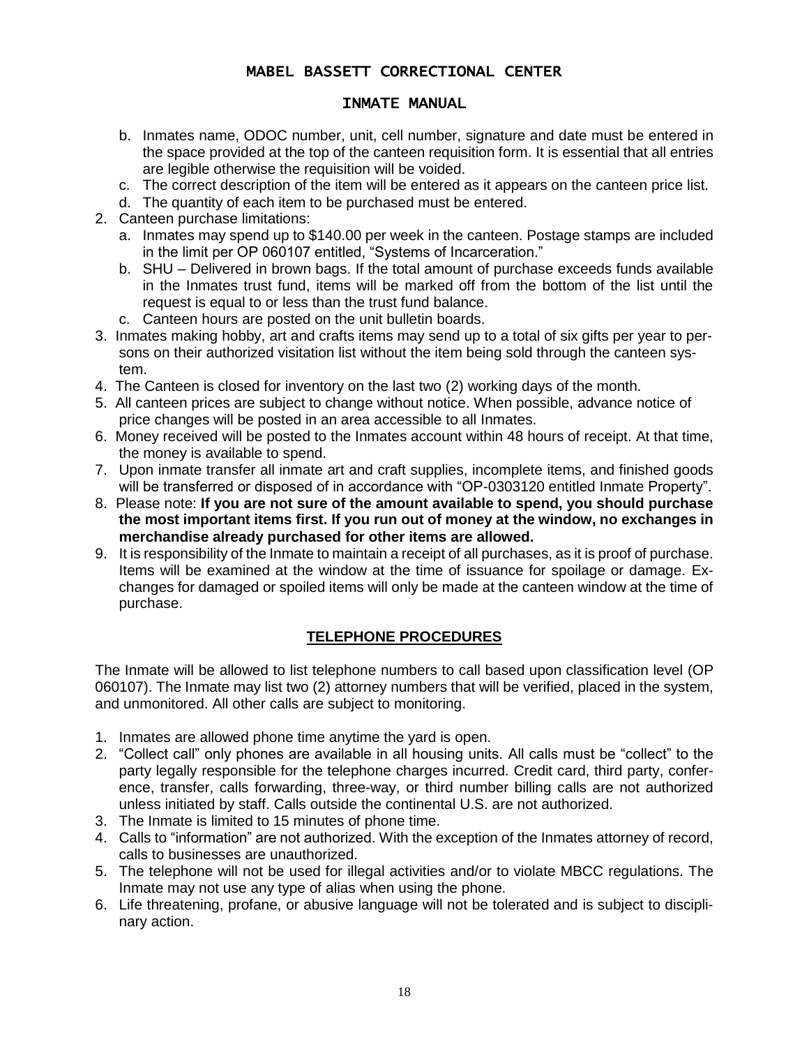b. Inmates name, ODOC number, unit, cell number, signature and date must be entered in the space provided at the top of the canteen requisition form. It is essential that all entries are legible otherwise the requisition will be voided.
c. The correct description of the item will be entered as it appears on the canteen price list.
d. The quantity of each item to be purchased must be entered.

2. Canteen purchase limitations:
   a. Inmates may spend up to $140.00 per week in the canteen. Postage stamps are included in the limit per OP 060107 entitled, "Systems of Incarceration."
   b. SHU – Delivered in brown bags. If the total amount of purchase exceeds funds available in the Inmates trust fund, items will be marked off from the bottom of the list until the request is equal to or less than the trust fund balance.
   c. Canteen hours are posted on the unit bulletin boards.
3. Inmates making hobby, art and crafts items may send up to a total of six gifts per year to persons on their authorized visitation list without the item being sold through the canteen system.
4. The Canteen is closed for inventory on the last two (2) working days of the month.
5. All canteen prices are subject to change without notice. When possible, advance notice of price changes will be posted in an area accessible to all Inmates.
6. Money received will be posted to the Inmates account within 48 hours of receipt. At that time, the money is available to spend.
7. Upon inmate transfer all inmate art and craft supplies, incomplete items, and finished goods will be transferred or disposed of in accordance with "OP-0303120 entitled Inmate Property".
8. Please note: **If you are not sure of the amount available to spend, you should purchase the most important items first. If you run out of money at the window, no exchanges in merchandise already purchased for other items are allowed.**
9. It is responsibility of the Inmate to maintain a receipt of all purchases, as it is proof of purchase. Items will be examined at the window at the time of issuance for spoilage or damage. Exchanges for damaged or spoiled items will only be made at the canteen window at the time of purchase.

## TELEPHONE PROCEDURES

The Inmate will be allowed to list telephone numbers to call based upon classification level (OP 060107). The Inmate may list two (2) attorney numbers that will be verified, placed in the system, and unmonitored. All other calls are subject to monitoring.

1. Inmates are allowed phone time anytime the yard is open.
2. "Collect call" only phones are available in all housing units. All calls must be "collect" to the party legally responsible for the telephone charges incurred. Credit card, third party, conference, transfer, calls forwarding, three-way, or third number billing calls are not authorized unless initiated by staff. Calls outside the continental U.S. are not authorized.
3. The Inmate is limited to 15 minutes of phone time.
4. Calls to "information" are not authorized. With the exception of the Inmates attorney of record, calls to businesses are unauthorized.
5. The telephone will not be used for illegal activities and/or to violate MBCC regulations. The Inmate may not use any type of alias when using the phone.
6. Life threatening, profane, or abusive language will not be tolerated and is subject to disciplinary action.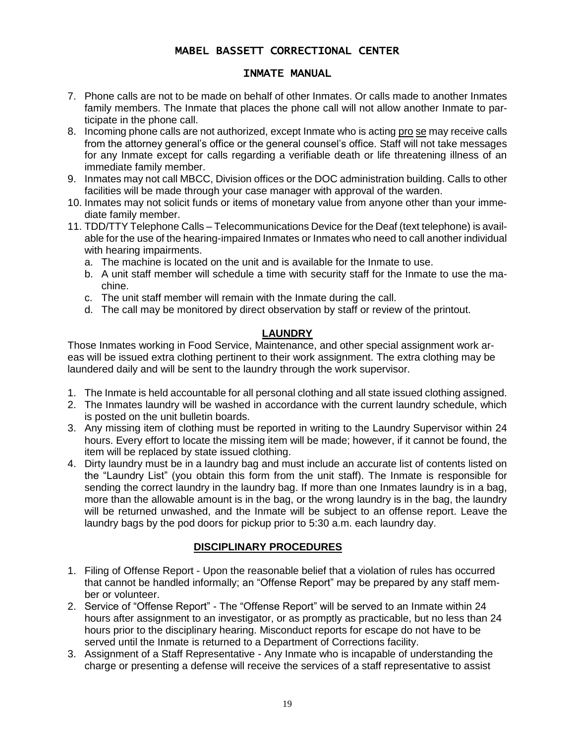7. Phone calls are not to be made on behalf of other Inmates. Or calls made to another Inmates family members. The Inmate that places the phone call will not allow another Inmate to participate in the phone call.
8. Incoming phone calls are not authorized, except Inmate who is acting pro se may receive calls from the attorney general's office or the general counsel's office. Staff will not take messages for any Inmate except for calls regarding a verifiable death or life threatening illness of an immediate family member.
9. Inmates may not call MBCC, Division offices or the DOC administration building. Calls to other facilities will be made through your case manager with approval of the warden.
10. Inmates may not solicit funds or items of monetary value from anyone other than your immediate family member.
11. TDD/TTY Telephone Calls – Telecommunications Device for the Deaf (text telephone) is available for the use of the hearing-impaired Inmates or Inmates who need to call another individual with hearing impairments.
    a. The machine is located on the unit and is available for the Inmate to use.
    b. A unit staff member will schedule a time with security staff for the Inmate to use the machine.
    c. The unit staff member will remain with the Inmate during the call.
    d. The call may be monitored by direct observation by staff or review of the printout.

## LAUNDRY

Those Inmates working in Food Service, Maintenance, and other special assignment work areas will be issued extra clothing pertinent to their work assignment. The extra clothing may be laundered daily and will be sent to the laundry through the work supervisor.

1. The Inmate is held accountable for all personal clothing and all state issued clothing assigned.
2. The Inmates laundry will be washed in accordance with the current laundry schedule, which is posted on the unit bulletin boards.
3. Any missing item of clothing must be reported in writing to the Laundry Supervisor within 24 hours. Every effort to locate the missing item will be made; however, if it cannot be found, the item will be replaced by state issued clothing.
4. Dirty laundry must be in a laundry bag and must include an accurate list of contents listed on the "Laundry List" (you obtain this form from the unit staff). The Inmate is responsible for sending the correct laundry in the laundry bag. If more than one Inmates laundry is in a bag, more than the allowable amount is in the bag, or the wrong laundry is in the bag, the laundry will be returned unwashed, and the Inmate will be subject to an offense report. Leave the laundry bags by the pod doors for pickup prior to 5:30 a.m. each laundry day.

## DISCIPLINARY PROCEDURES

1. Filing of Offense Report - Upon the reasonable belief that a violation of rules has occurred that cannot be handled informally; an "Offense Report" may be prepared by any staff member or volunteer.
2. Service of "Offense Report" - The "Offense Report" will be served to an Inmate within 24 hours after assignment to an investigator, or as promptly as practicable, but no less than 24 hours prior to the disciplinary hearing. Misconduct reports for escape do not have to be served until the Inmate is returned to a Department of Corrections facility.
3. Assignment of a Staff Representative - Any Inmate who is incapable of understanding the charge or presenting a defense will receive the services of a staff representative to assist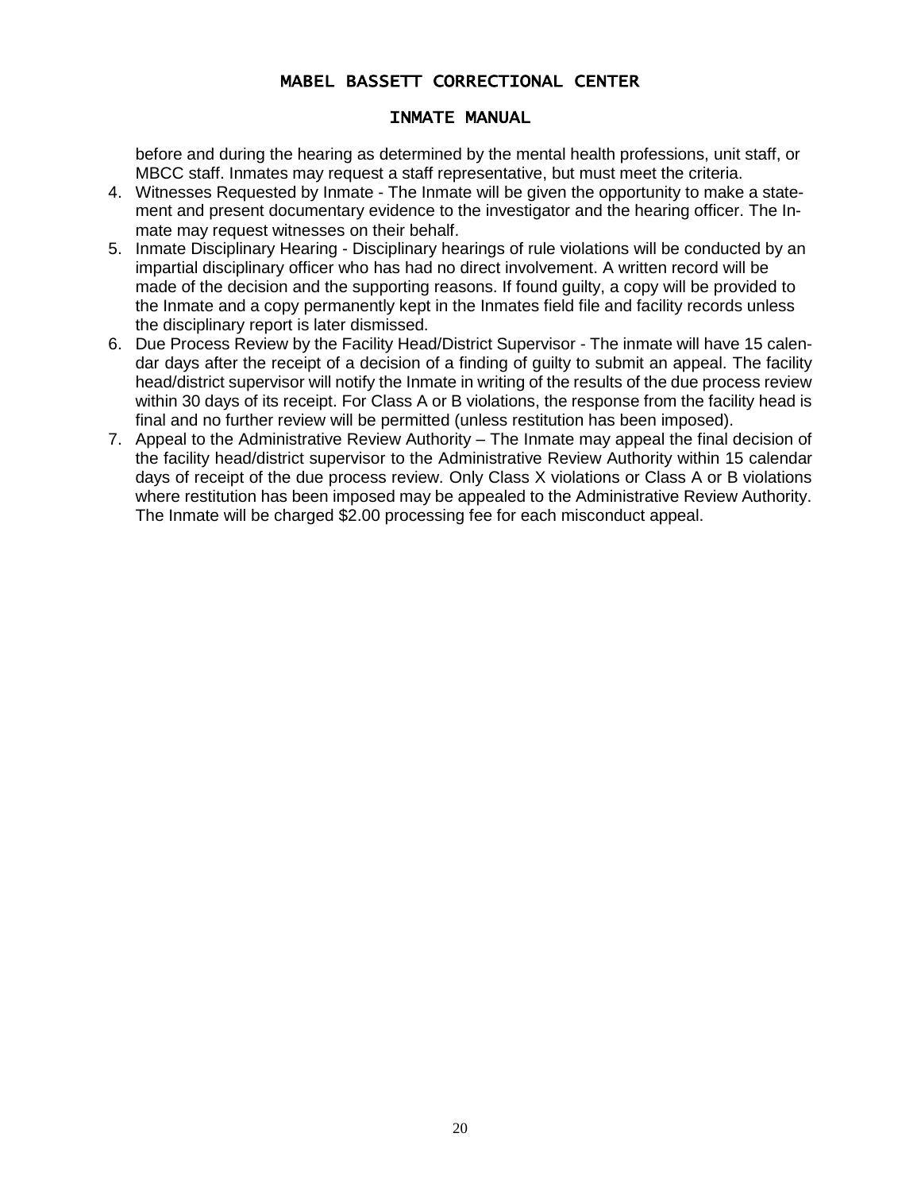before and during the hearing as determined by the mental health professions, unit staff, or MBCC staff. Inmates may request a staff representative, but must meet the criteria.

4. Witnesses Requested by Inmate - The Inmate will be given the opportunity to make a statement and present documentary evidence to the investigator and the hearing officer. The Inmate may request witnesses on their behalf.
5. Inmate Disciplinary Hearing - Disciplinary hearings of rule violations will be conducted by an impartial disciplinary officer who has had no direct involvement. A written record will be made of the decision and the supporting reasons. If found guilty, a copy will be provided to the Inmate and a copy permanently kept in the Inmates field file and facility records unless the disciplinary report is later dismissed.
6. Due Process Review by the Facility Head/District Supervisor - The inmate will have 15 calendar days after the receipt of a decision of a finding of guilty to submit an appeal. The facility head/district supervisor will notify the Inmate in writing of the results of the due process review within 30 days of its receipt. For Class A or B violations, the response from the facility head is final and no further review will be permitted (unless restitution has been imposed).
7. Appeal to the Administrative Review Authority – The Inmate may appeal the final decision of the facility head/district supervisor to the Administrative Review Authority within 15 calendar days of receipt of the due process review. Only Class X violations or Class A or B violations where restitution has been imposed may be appealed to the Administrative Review Authority. The Inmate will be charged $2.00 processing fee for each misconduct appeal.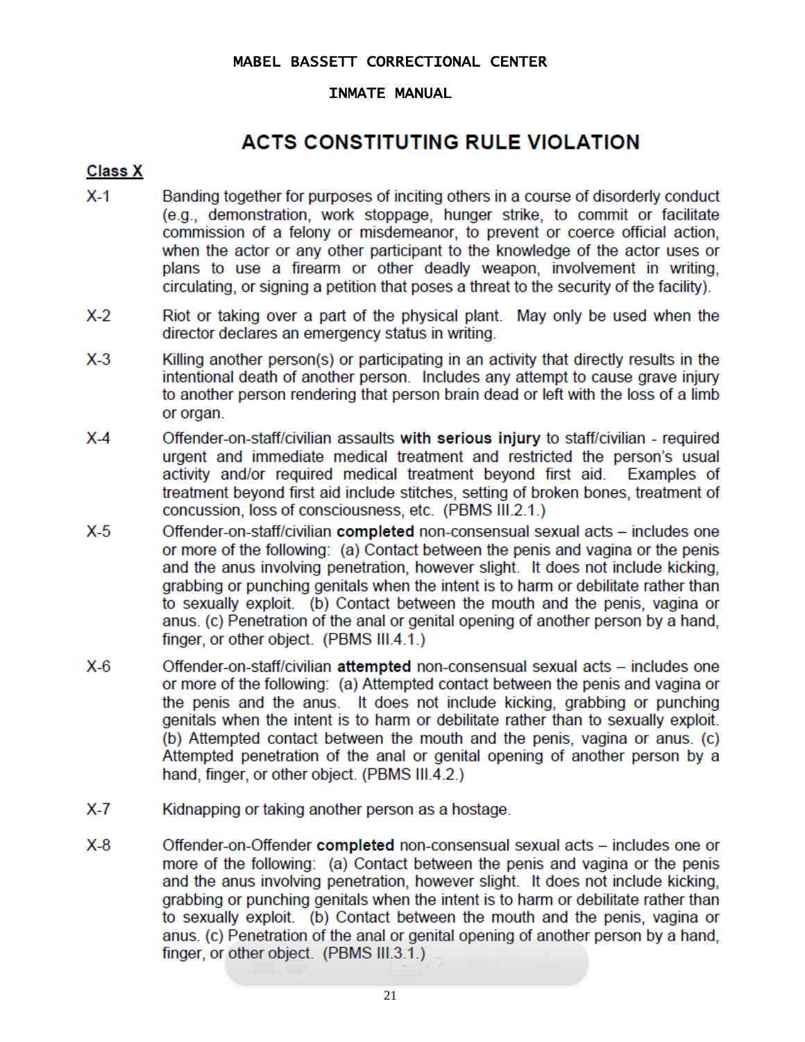MABEL BASSETT CORRECTIONAL CENTER

INMATE MANUAL

# ACTS CONSTITUTING RULE VIOLATION

## Class X

X-1 Banding together for purposes of inciting others in a course of disorderly conduct (e.g., demonstration, work stoppage, hunger strike, to commit or facilitate commission of a felony or misdemeanor, to prevent or coerce official action, when the actor or any other participant to the knowledge of the actor uses or plans to use a firearm or other deadly weapon, involvement in writing, circulating, or signing a petition that poses a threat to the security of the facility).

X-2 Riot or taking over a part of the physical plant. May only be used when the director declares an emergency status in writing.

X-3 Killing another person(s) or participating in an activity that directly results in the intentional death of another person. Includes any attempt to cause grave injury to another person rendering that person brain dead or left with the loss of a limb or organ.

X-4 Offender-on-staff/civilian assaults **with serious injury** to staff/civilian - required urgent and immediate medical treatment and restricted the person's usual activity and/or required medical treatment beyond first aid. Examples of treatment beyond first aid include stitches, setting of broken bones, treatment of concussion, loss of consciousness, etc. (PBMS III.2.1.)

X-5 Offender-on-staff/civilian **completed** non-consensual sexual acts – includes one or more of the following: (a) Contact between the penis and vagina or the penis and the anus involving penetration, however slight. It does not include kicking, grabbing or punching genitals when the intent is to harm or debilitate rather than to sexually exploit. (b) Contact between the mouth and the penis, vagina or anus. (c) Penetration of the anal or genital opening of another person by a hand, finger, or other object. (PBMS III.4.1.)

X-6 Offender-on-staff/civilian **attempted** non-consensual sexual acts – includes one or more of the following: (a) Attempted contact between the penis and vagina or the penis and the anus. It does not include kicking, grabbing or punching genitals when the intent is to harm or debilitate rather than to sexually exploit. (b) Attempted contact between the mouth and the penis, vagina or anus. (c) Attempted penetration of the anal or genital opening of another person by a hand, finger, or other object. (PBMS III.4.2.)

X-7 Kidnapping or taking another person as a hostage.

X-8 Offender-on-Offender **completed** non-consensual sexual acts – includes one or more of the following: (a) Contact between the penis and vagina or the penis and the anus involving penetration, however slight. It does not include kicking, grabbing or punching genitals when the intent is to harm or debilitate rather than to sexually exploit. (b) Contact between the mouth and the penis, vagina or anus. (c) Penetration of the anal or genital opening of another person by a hand, finger, or other object. (PBMS III.3.1.)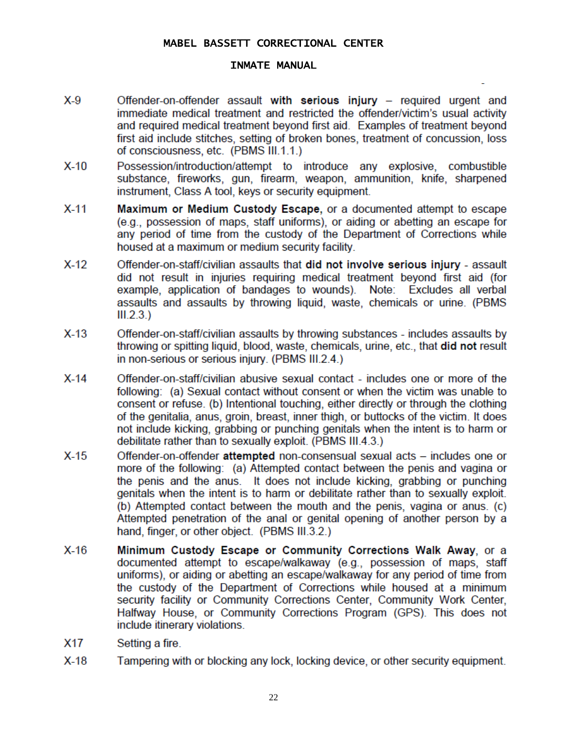| | |
|---|---|
| X-9 | Offender-on-offender assault **with serious injury** – required urgent and immediate medical treatment and restricted the offender/victim's usual activity and required medical treatment beyond first aid. Examples of treatment beyond first aid include stitches, setting of broken bones, treatment of concussion, loss of consciousness, etc. (PBMS III.1.1.) |
| X-10 | Possession/introduction/attempt to introduce any explosive, combustible substance, fireworks, gun, firearm, weapon, ammunition, knife, sharpened instrument, Class A tool, keys or security equipment. |
| X-11 | **Maximum or Medium Custody Escape,** or a documented attempt to escape (e.g., possession of maps, staff uniforms), or aiding or abetting an escape for any period of time from the custody of the Department of Corrections while housed at a maximum or medium security facility. |
| X-12 | Offender-on-staff/civilian assaults that **did not involve serious injury** - assault did not result in injuries requiring medical treatment beyond first aid (for example, application of bandages to wounds). Note: Excludes all verbal assaults and assaults by throwing liquid, waste, chemicals or urine. (PBMS III.2.3.) |
| X-13 | Offender-on-staff/civilian assaults by throwing substances - includes assaults by throwing or spitting liquid, blood, waste, chemicals, urine, etc., that **did not** result in non-serious or serious injury. (PBMS III.2.4.) |
| X-14 | Offender-on-staff/civilian abusive sexual contact - includes one or more of the following: (a) Sexual contact without consent or when the victim was unable to consent or refuse. (b) Intentional touching, either directly or through the clothing of the genitalia, anus, groin, breast, inner thigh, or buttocks of the victim. It does not include kicking, grabbing or punching genitals when the intent is to harm or debilitate rather than to sexually exploit. (PBMS III.4.3.) |
| X-15 | Offender-on-offender **attempted** non-consensual sexual acts – includes one or more of the following: (a) Attempted contact between the penis and vagina or the penis and the anus. It does not include kicking, grabbing or punching genitals when the intent is to harm or debilitate rather than to sexually exploit. (b) Attempted contact between the mouth and the penis, vagina or anus. (c) Attempted penetration of the anal or genital opening of another person by a hand, finger, or other object. (PBMS III.3.2.) |
| X-16 | **Minimum Custody Escape or Community Corrections Walk Away**, or a documented attempt to escape/walkaway (e.g., possession of maps, staff uniforms), or aiding or abetting an escape/walkaway for any period of time from the custody of the Department of Corrections while housed at a minimum security facility or Community Corrections Center, Community Work Center, Halfway House, or Community Corrections Program (GPS). This does not include itinerary violations. |
| X17 | Setting a fire. |
| X-18 | Tampering with or blocking any lock, locking device, or other security equipment. |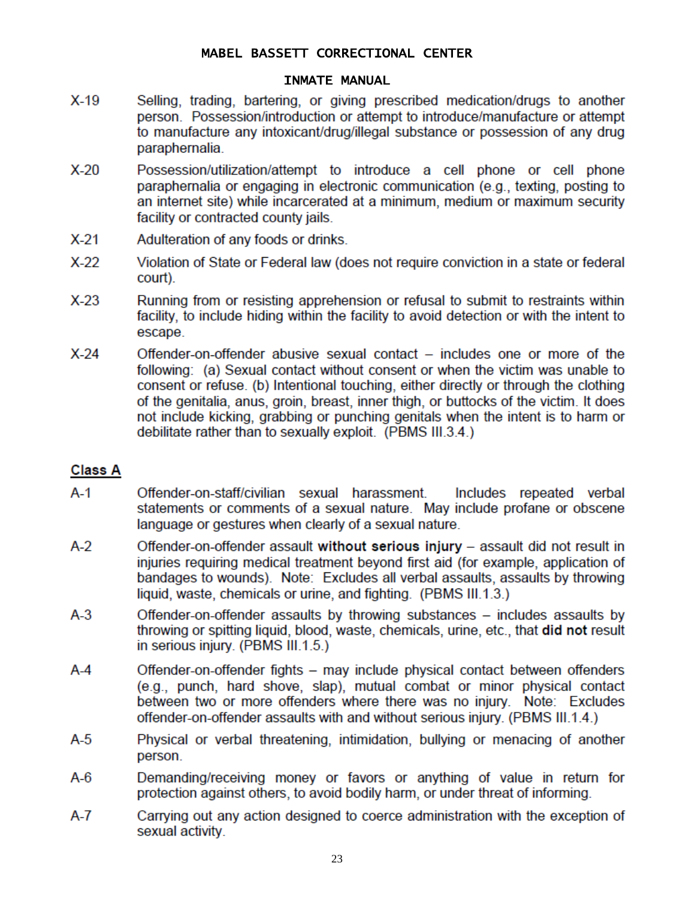X-19 Selling, trading, bartering, or giving prescribed medication/drugs to another person. Possession/introduction or attempt to introduce/manufacture or attempt to manufacture any intoxicant/drug/illegal substance or possession of any drug paraphernalia.

X-20 Possession/utilization/attempt to introduce a cell phone or cell phone paraphernalia or engaging in electronic communication (e.g., texting, posting to an internet site) while incarcerated at a minimum, medium or maximum security facility or contracted county jails.

X-21 Adulteration of any foods or drinks.

X-22 Violation of State or Federal law (does not require conviction in a state or federal court).

X-23 Running from or resisting apprehension or refusal to submit to restraints within facility, to include hiding within the facility to avoid detection or with the intent to escape.

X-24 Offender-on-offender abusive sexual contact – includes one or more of the following: (a) Sexual contact without consent or when the victim was unable to consent or refuse. (b) Intentional touching, either directly or through the clothing of the genitalia, anus, groin, breast, inner thigh, or buttocks of the victim. It does not include kicking, grabbing or punching genitals when the intent is to harm or debilitate rather than to sexually exploit. (PBMS III.3.4.)

## Class A

A-1 Offender-on-staff/civilian sexual harassment. Includes repeated verbal statements or comments of a sexual nature. May include profane or obscene language or gestures when clearly of a sexual nature.

A-2 Offender-on-offender assault **without serious injury** – assault did not result in injuries requiring medical treatment beyond first aid (for example, application of bandages to wounds). Note: Excludes all verbal assaults, assaults by throwing liquid, waste, chemicals or urine, and fighting. (PBMS III.1.3.)

A-3 Offender-on-offender assaults by throwing substances – includes assaults by throwing or spitting liquid, blood, waste, chemicals, urine, etc., that **did not** result in serious injury. (PBMS III.1.5.)

A-4 Offender-on-offender fights – may include physical contact between offenders (e.g., punch, hard shove, slap), mutual combat or minor physical contact between two or more offenders where there was no injury. Note: Excludes offender-on-offender assaults with and without serious injury. (PBMS III.1.4.)

A-5 Physical or verbal threatening, intimidation, bullying or menacing of another person.

A-6 Demanding/receiving money or favors or anything of value in return for protection against others, to avoid bodily harm, or under threat of informing.

A-7 Carrying out any action designed to coerce administration with the exception of sexual activity.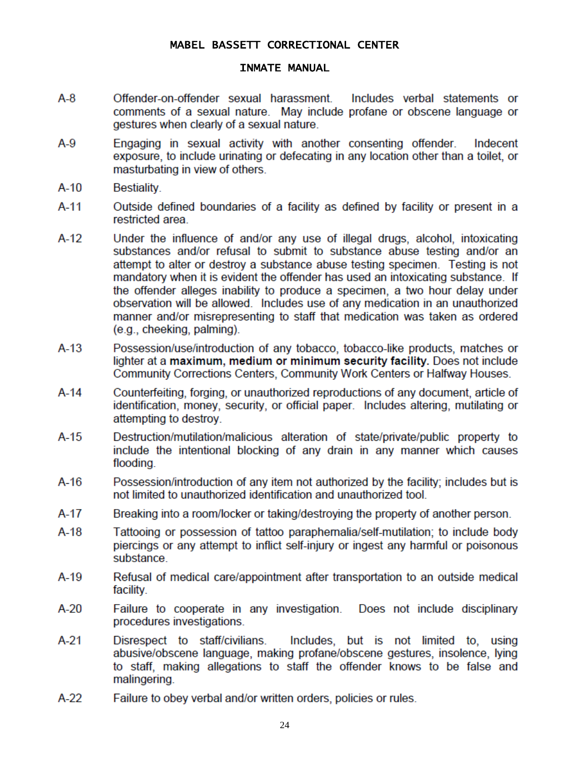| | |
|---|---|
| A-8 | Offender-on-offender sexual harassment. Includes verbal statements or comments of a sexual nature. May include profane or obscene language or gestures when clearly of a sexual nature. |
| A-9 | Engaging in sexual activity with another consenting offender. Indecent exposure, to include urinating or defecating in any location other than a toilet, or masturbating in view of others. |
| A-10 | Bestiality. |
| A-11 | Outside defined boundaries of a facility as defined by facility or present in a restricted area. |
| A-12 | Under the influence of and/or any use of illegal drugs, alcohol, intoxicating substances and/or refusal to submit to substance abuse testing and/or an attempt to alter or destroy a substance abuse testing specimen. Testing is not mandatory when it is evident the offender has used an intoxicating substance. If the offender alleges inability to produce a specimen, a two hour delay under observation will be allowed. Includes use of any medication in an unauthorized manner and/or misrepresenting to staff that medication was taken as ordered (e.g., cheeking, palming). |
| A-13 | Possession/use/introduction of any tobacco, tobacco-like products, matches or lighter at a **maximum, medium or minimum security facility.** Does not include Community Corrections Centers, Community Work Centers or Halfway Houses. |
| A-14 | Counterfeiting, forging, or unauthorized reproductions of any document, article of identification, money, security, or official paper. Includes altering, mutilating or attempting to destroy. |
| A-15 | Destruction/mutilation/malicious alteration of state/private/public property to include the intentional blocking of any drain in any manner which causes flooding. |
| A-16 | Possession/introduction of any item not authorized by the facility; includes but is not limited to unauthorized identification and unauthorized tool. |
| A-17 | Breaking into a room/locker or taking/destroying the property of another person. |
| A-18 | Tattooing or possession of tattoo paraphernalia/self-mutilation; to include body piercings or any attempt to inflict self-injury or ingest any harmful or poisonous substance. |
| A-19 | Refusal of medical care/appointment after transportation to an outside medical facility. |
| A-20 | Failure to cooperate in any investigation. Does not include disciplinary procedures investigations. |
| A-21 | Disrespect to staff/civilians. Includes, but is not limited to, using abusive/obscene language, making profane/obscene gestures, insolence, lying to staff, making allegations to staff the offender knows to be false and malingering. |
| A-22 | Failure to obey verbal and/or written orders, policies or rules. |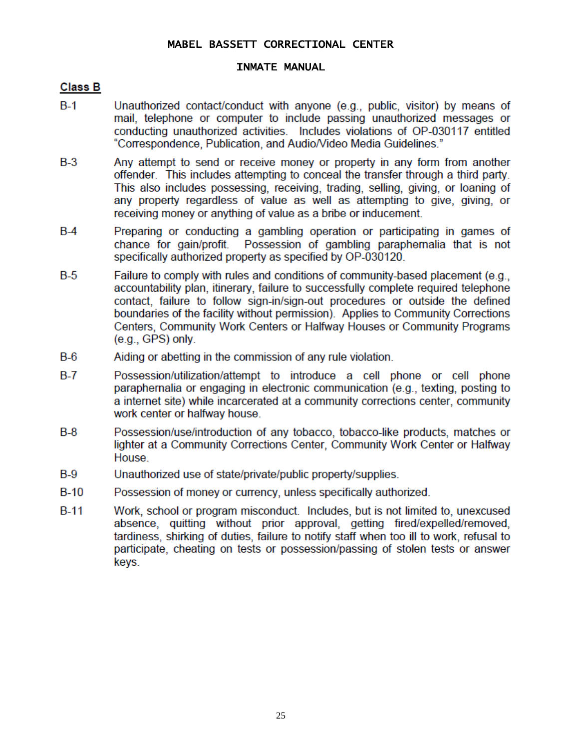## Class B

**B-1** Unauthorized contact/conduct with anyone (e.g., public, visitor) by means of mail, telephone or computer to include passing unauthorized messages or conducting unauthorized activities. Includes violations of OP-030117 entitled "Correspondence, Publication, and Audio/Video Media Guidelines."

**B-3** Any attempt to send or receive money or property in any form from another offender. This includes attempting to conceal the transfer through a third party. This also includes possessing, receiving, trading, selling, giving, or loaning of any property regardless of value as well as attempting to give, giving, or receiving money or anything of value as a bribe or inducement.

**B-4** Preparing or conducting a gambling operation or participating in games of chance for gain/profit. Possession of gambling paraphernalia that is not specifically authorized property as specified by OP-030120.

**B-5** Failure to comply with rules and conditions of community-based placement (e.g., accountability plan, itinerary, failure to successfully complete required telephone contact, failure to follow sign-in/sign-out procedures or outside the defined boundaries of the facility without permission). Applies to Community Corrections Centers, Community Work Centers or Halfway Houses or Community Programs (e.g., GPS) only.

**B-6** Aiding or abetting in the commission of any rule violation.

**B-7** Possession/utilization/attempt to introduce a cell phone or cell phone paraphernalia or engaging in electronic communication (e.g., texting, posting to a internet site) while incarcerated at a community corrections center, community work center or halfway house.

**B-8** Possession/use/introduction of any tobacco, tobacco-like products, matches or lighter at a Community Corrections Center, Community Work Center or Halfway House.

**B-9** Unauthorized use of state/private/public property/supplies.

**B-10** Possession of money or currency, unless specifically authorized.

**B-11** Work, school or program misconduct. Includes, but is not limited to, unexcused absence, quitting without prior approval, getting fired/expelled/removed, tardiness, shirking of duties, failure to notify staff when too ill to work, refusal to participate, cheating on tests or possession/passing of stolen tests or answer keys.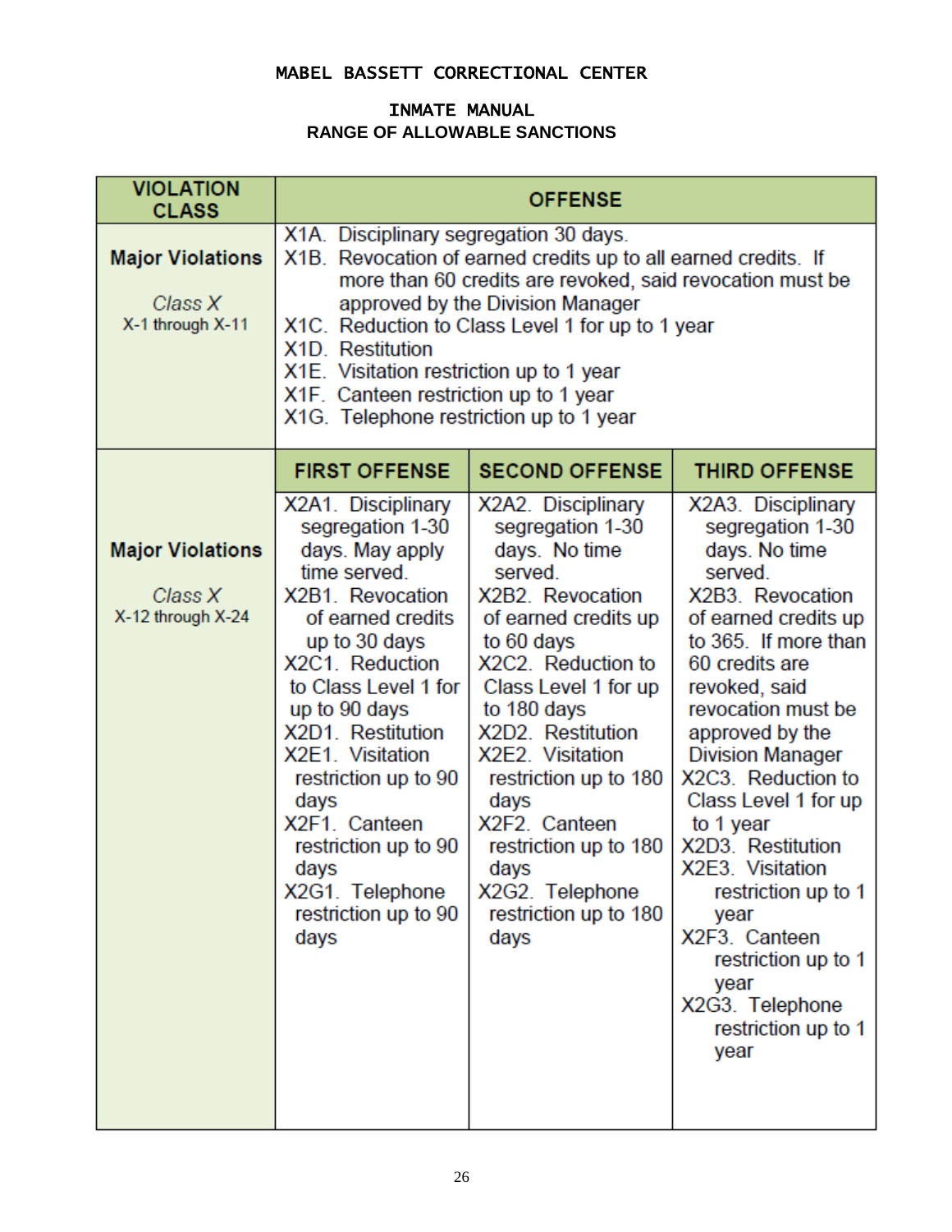**MABEL BASSETT CORRECTIONAL CENTER**

**INMATE MANUAL**
**RANGE OF ALLOWABLE SANCTIONS**

| VIOLATION CLASS | OFFENSE | | |
|---|---|---|---|
| **Major Violations**<br><br>*Class X*<br>X-1 through X-11 | X1A. Disciplinary segregation 30 days.<br>X1B. Revocation of earned credits up to all earned credits. If more than 60 credits are revoked, said revocation must be approved by the Division Manager<br>X1C. Reduction to Class Level 1 for up to 1 year<br>X1D. Restitution<br>X1E. Visitation restriction up to 1 year<br>X1F. Canteen restriction up to 1 year<br>X1G. Telephone restriction up to 1 year | | |
| | **FIRST OFFENSE** | **SECOND OFFENSE** | **THIRD OFFENSE** |
| **Major Violations**<br><br>*Class X*<br>X-12 through X-24 | X2A1. Disciplinary segregation 1-30 days. May apply time served.<br>X2B1. Revocation of earned credits up to 30 days<br>X2C1. Reduction to Class Level 1 for up to 90 days<br>X2D1. Restitution<br>X2E1. Visitation restriction up to 90 days<br>X2F1. Canteen restriction up to 90 days<br>X2G1. Telephone restriction up to 90 days | X2A2. Disciplinary segregation 1-30 days. No time served.<br>X2B2. Revocation of earned credits up to 60 days<br>X2C2. Reduction to Class Level 1 for up to 180 days<br>X2D2. Restitution<br>X2E2. Visitation restriction up to 180 days<br>X2F2. Canteen restriction up to 180 days<br>X2G2. Telephone restriction up to 180 days | X2A3. Disciplinary segregation 1-30 days. No time served.<br>X2B3. Revocation of earned credits up to 365. If more than 60 credits are revoked, said revocation must be approved by the Division Manager<br>X2C3. Reduction to Class Level 1 for up to 1 year<br>X2D3. Restitution<br>X2E3. Visitation restriction up to 1 year<br>X2F3. Canteen restriction up to 1 year<br>X2G3. Telephone restriction up to 1 year |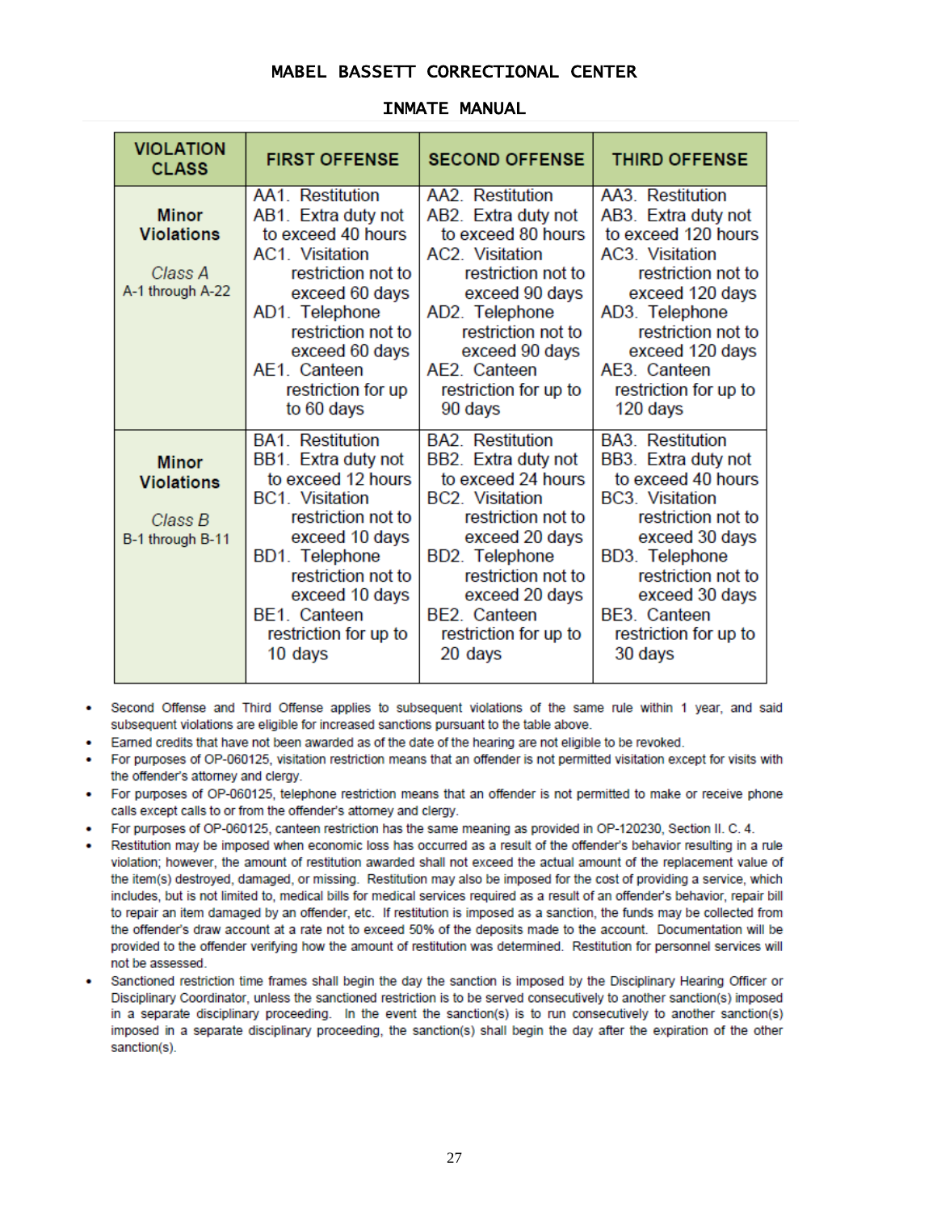| VIOLATION CLASS | FIRST OFFENSE | SECOND OFFENSE | THIRD OFFENSE |
|---|---|---|---|
| **Minor Violations**<br><br>*Class A*<br>A-1 through A-22 | AA1. Restitution<br>AB1. Extra duty not to exceed 40 hours<br>AC1. Visitation restriction not to exceed 60 days<br>AD1. Telephone restriction not to exceed 60 days<br>AE1. Canteen restriction for up to 60 days | AA2. Restitution<br>AB2. Extra duty not to exceed 80 hours<br>AC2. Visitation restriction not to exceed 90 days<br>AD2. Telephone restriction not to exceed 90 days<br>AE2. Canteen restriction for up to 90 days | AA3. Restitution<br>AB3. Extra duty not to exceed 120 hours<br>AC3. Visitation restriction not to exceed 120 days<br>AD3. Telephone restriction not to exceed 120 days<br>AE3. Canteen restriction for up to 120 days |
| **Minor Violations**<br><br>*Class B*<br>B-1 through B-11 | BA1. Restitution<br>BB1. Extra duty not to exceed 12 hours<br>BC1. Visitation restriction not to exceed 10 days<br>BD1. Telephone restriction not to exceed 10 days<br>BE1. Canteen restriction for up to 10 days | BA2. Restitution<br>BB2. Extra duty not to exceed 24 hours<br>BC2. Visitation restriction not to exceed 20 days<br>BD2. Telephone restriction not to exceed 20 days<br>BE2. Canteen restriction for up to 20 days | BA3. Restitution<br>BB3. Extra duty not to exceed 40 hours<br>BC3. Visitation restriction not to exceed 30 days<br>BD3. Telephone restriction not to exceed 30 days<br>BE3. Canteen restriction for up to 30 days |

- Second Offense and Third Offense applies to subsequent violations of the same rule within 1 year, and said subsequent violations are eligible for increased sanctions pursuant to the table above.
- Earned credits that have not been awarded as of the date of the hearing are not eligible to be revoked.
- For purposes of OP-060125, visitation restriction means that an offender is not permitted visitation except for visits with the offender's attorney and clergy.
- For purposes of OP-060125, telephone restriction means that an offender is not permitted to make or receive phone calls except calls to or from the offender's attorney and clergy.
- For purposes of OP-060125, canteen restriction has the same meaning as provided in OP-120230, Section II. C. 4.
- Restitution may be imposed when economic loss has occurred as a result of the offender's behavior resulting in a rule violation; however, the amount of restitution awarded shall not exceed the actual amount of the replacement value of the item(s) destroyed, damaged, or missing. Restitution may also be imposed for the cost of providing a service, which includes, but is not limited to, medical bills for medical services required as a result of an offender's behavior, repair bill to repair an item damaged by an offender, etc. If restitution is imposed as a sanction, the funds may be collected from the offender's draw account at a rate not to exceed 50% of the deposits made to the account. Documentation will be provided to the offender verifying how the amount of restitution was determined. Restitution for personnel services will not be assessed.
- Sanctioned restriction time frames shall begin the day the sanction is imposed by the Disciplinary Hearing Officer or Disciplinary Coordinator, unless the sanctioned restriction is to be served consecutively to another sanction(s) imposed in a separate disciplinary proceeding. In the event the sanction(s) is to run consecutively to another sanction(s) imposed in a separate disciplinary proceeding, the sanction(s) shall begin the day after the expiration of the other sanction(s).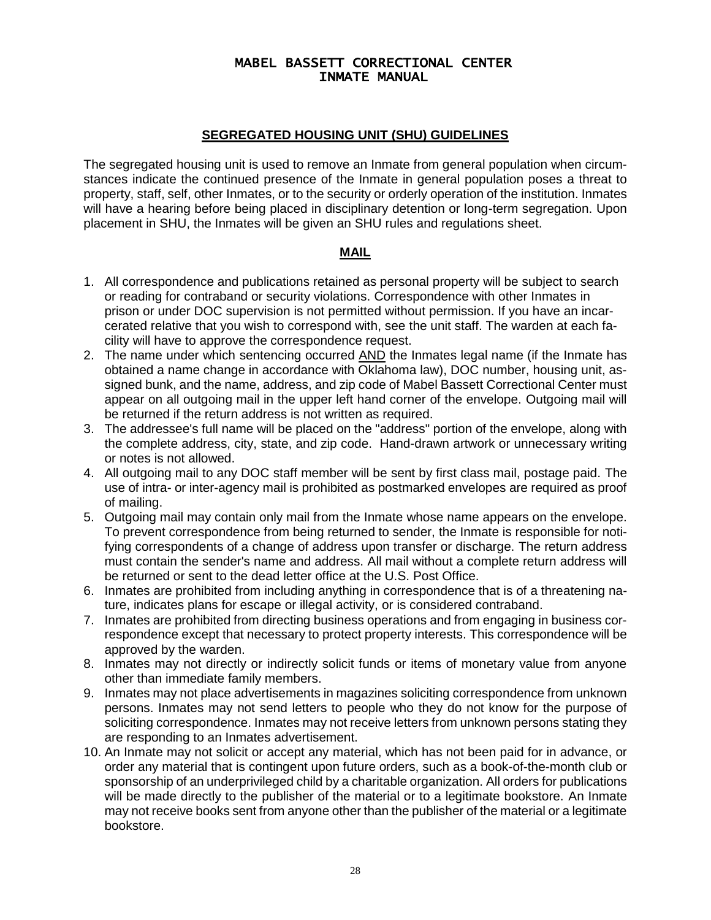# MABEL BASSETT CORRECTIONAL CENTER
# INMATE MANUAL

## SEGREGATED HOUSING UNIT (SHU) GUIDELINES

The segregated housing unit is used to remove an Inmate from general population when circumstances indicate the continued presence of the Inmate in general population poses a threat to property, staff, self, other Inmates, or to the security or orderly operation of the institution. Inmates will have a hearing before being placed in disciplinary detention or long-term segregation. Upon placement in SHU, the Inmates will be given an SHU rules and regulations sheet.

## MAIL

1. All correspondence and publications retained as personal property will be subject to search or reading for contraband or security violations. Correspondence with other Inmates in prison or under DOC supervision is not permitted without permission. If you have an incarcerated relative that you wish to correspond with, see the unit staff. The warden at each facility will have to approve the correspondence request.
2. The name under which sentencing occurred <u>AND</u> the Inmates legal name (if the Inmate has obtained a name change in accordance with Oklahoma law), DOC number, housing unit, assigned bunk, and the name, address, and zip code of Mabel Bassett Correctional Center must appear on all outgoing mail in the upper left hand corner of the envelope. Outgoing mail will be returned if the return address is not written as required.
3. The addressee's full name will be placed on the "address" portion of the envelope, along with the complete address, city, state, and zip code. Hand-drawn artwork or unnecessary writing or notes is not allowed.
4. All outgoing mail to any DOC staff member will be sent by first class mail, postage paid. The use of intra- or inter-agency mail is prohibited as postmarked envelopes are required as proof of mailing.
5. Outgoing mail may contain only mail from the Inmate whose name appears on the envelope. To prevent correspondence from being returned to sender, the Inmate is responsible for notifying correspondents of a change of address upon transfer or discharge. The return address must contain the sender's name and address. All mail without a complete return address will be returned or sent to the dead letter office at the U.S. Post Office.
6. Inmates are prohibited from including anything in correspondence that is of a threatening nature, indicates plans for escape or illegal activity, or is considered contraband.
7. Inmates are prohibited from directing business operations and from engaging in business correspondence except that necessary to protect property interests. This correspondence will be approved by the warden.
8. Inmates may not directly or indirectly solicit funds or items of monetary value from anyone other than immediate family members.
9. Inmates may not place advertisements in magazines soliciting correspondence from unknown persons. Inmates may not send letters to people who they do not know for the purpose of soliciting correspondence. Inmates may not receive letters from unknown persons stating they are responding to an Inmates advertisement.
10. An Inmate may not solicit or accept any material, which has not been paid for in advance, or order any material that is contingent upon future orders, such as a book-of-the-month club or sponsorship of an underprivileged child by a charitable organization. All orders for publications will be made directly to the publisher of the material or to a legitimate bookstore. An Inmate may not receive books sent from anyone other than the publisher of the material or a legitimate bookstore.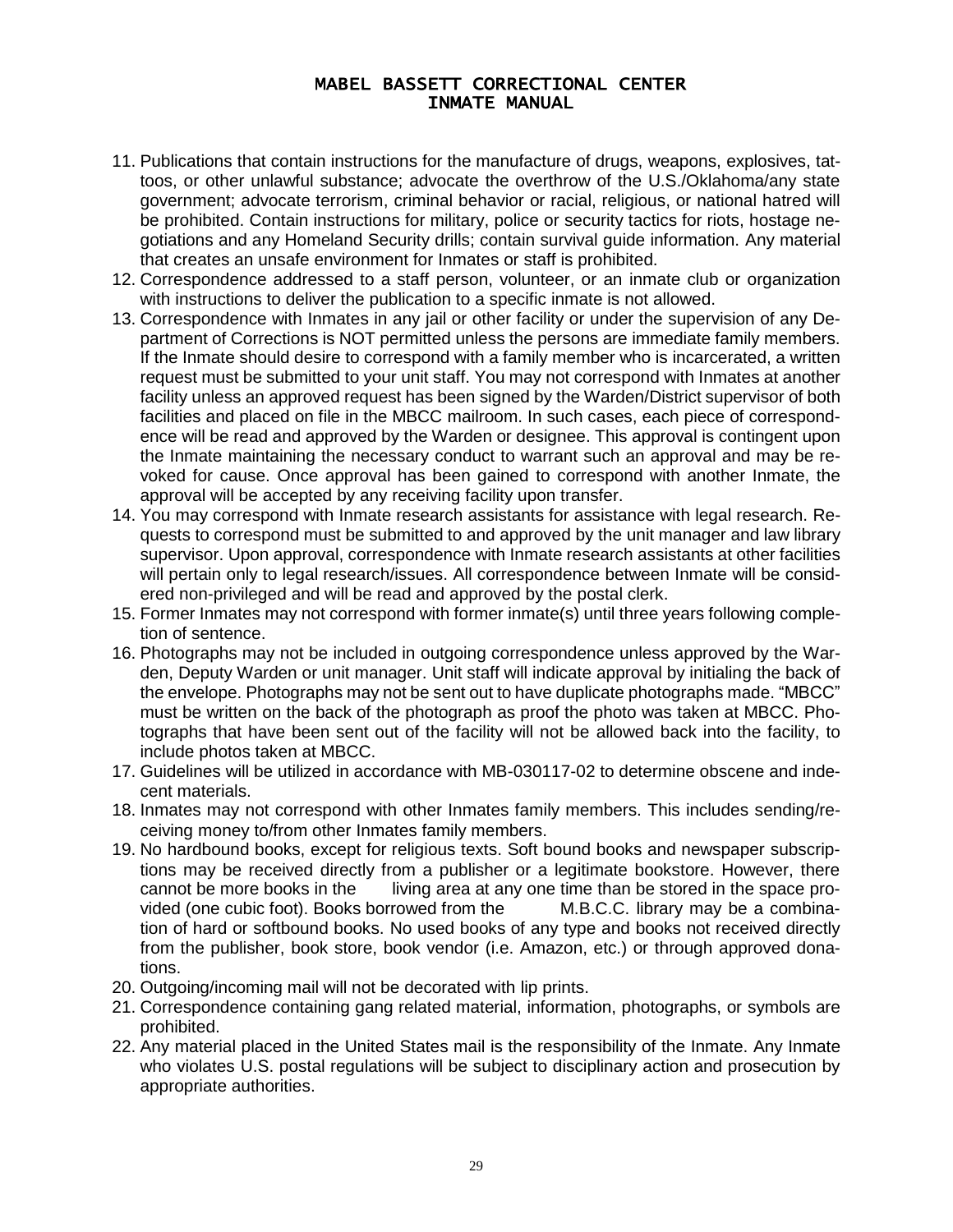11. Publications that contain instructions for the manufacture of drugs, weapons, explosives, tattoos, or other unlawful substance; advocate the overthrow of the U.S./Oklahoma/any state government; advocate terrorism, criminal behavior or racial, religious, or national hatred will be prohibited. Contain instructions for military, police or security tactics for riots, hostage negotiations and any Homeland Security drills; contain survival guide information. Any material that creates an unsafe environment for Inmates or staff is prohibited.
12. Correspondence addressed to a staff person, volunteer, or an inmate club or organization with instructions to deliver the publication to a specific inmate is not allowed.
13. Correspondence with Inmates in any jail or other facility or under the supervision of any Department of Corrections is NOT permitted unless the persons are immediate family members. If the Inmate should desire to correspond with a family member who is incarcerated, a written request must be submitted to your unit staff. You may not correspond with Inmates at another facility unless an approved request has been signed by the Warden/District supervisor of both facilities and placed on file in the MBCC mailroom. In such cases, each piece of correspondence will be read and approved by the Warden or designee. This approval is contingent upon the Inmate maintaining the necessary conduct to warrant such an approval and may be revoked for cause. Once approval has been gained to correspond with another Inmate, the approval will be accepted by any receiving facility upon transfer.
14. You may correspond with Inmate research assistants for assistance with legal research. Requests to correspond must be submitted to and approved by the unit manager and law library supervisor. Upon approval, correspondence with Inmate research assistants at other facilities will pertain only to legal research/issues. All correspondence between Inmate will be considered non-privileged and will be read and approved by the postal clerk.
15. Former Inmates may not correspond with former inmate(s) until three years following completion of sentence.
16. Photographs may not be included in outgoing correspondence unless approved by the Warden, Deputy Warden or unit manager. Unit staff will indicate approval by initialing the back of the envelope. Photographs may not be sent out to have duplicate photographs made. "MBCC" must be written on the back of the photograph as proof the photo was taken at MBCC. Photographs that have been sent out of the facility will not be allowed back into the facility, to include photos taken at MBCC.
17. Guidelines will be utilized in accordance with MB-030117-02 to determine obscene and indecent materials.
18. Inmates may not correspond with other Inmates family members. This includes sending/receiving money to/from other Inmates family members.
19. No hardbound books, except for religious texts. Soft bound books and newspaper subscriptions may be received directly from a publisher or a legitimate bookstore. However, there cannot be more books in the living area at any one time than be stored in the space provided (one cubic foot). Books borrowed from the M.B.C.C. library may be a combination of hard or softbound books. No used books of any type and books not received directly from the publisher, book store, book vendor (i.e. Amazon, etc.) or through approved donations.
20. Outgoing/incoming mail will not be decorated with lip prints.
21. Correspondence containing gang related material, information, photographs, or symbols are prohibited.
22. Any material placed in the United States mail is the responsibility of the Inmate. Any Inmate who violates U.S. postal regulations will be subject to disciplinary action and prosecution by appropriate authorities.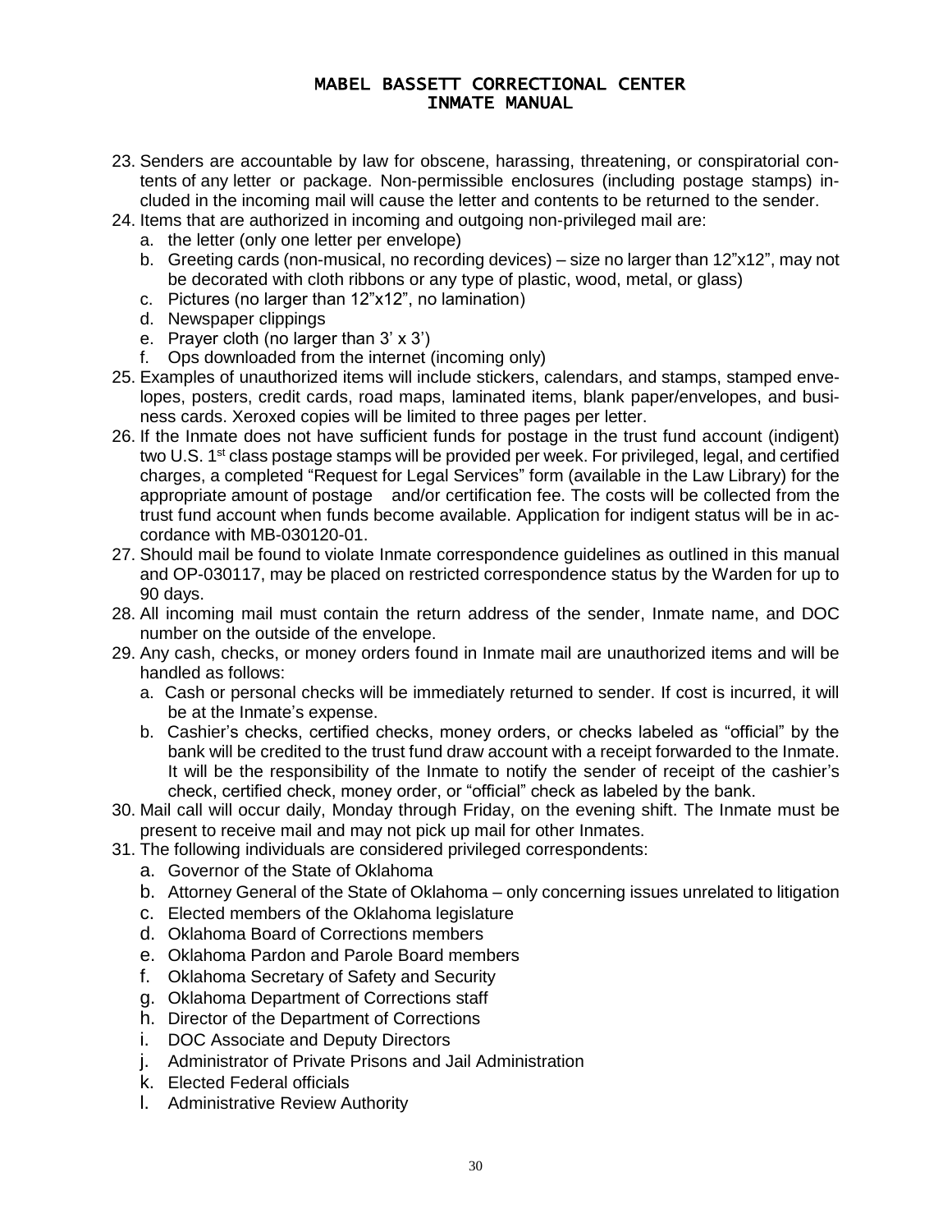23. Senders are accountable by law for obscene, harassing, threatening, or conspiratorial contents of any letter or package. Non-permissible enclosures (including postage stamps) included in the incoming mail will cause the letter and contents to be returned to the sender.
24. Items that are authorized in incoming and outgoing non-privileged mail are:
    a. the letter (only one letter per envelope)
    b. Greeting cards (non-musical, no recording devices) – size no larger than 12"x12", may not be decorated with cloth ribbons or any type of plastic, wood, metal, or glass)
    c. Pictures (no larger than 12"x12", no lamination)
    d. Newspaper clippings
    e. Prayer cloth (no larger than 3' x 3')
    f. Ops downloaded from the internet (incoming only)
25. Examples of unauthorized items will include stickers, calendars, and stamps, stamped envelopes, posters, credit cards, road maps, laminated items, blank paper/envelopes, and business cards. Xeroxed copies will be limited to three pages per letter.
26. If the Inmate does not have sufficient funds for postage in the trust fund account (indigent) two U.S. 1st class postage stamps will be provided per week. For privileged, legal, and certified charges, a completed "Request for Legal Services" form (available in the Law Library) for the appropriate amount of postage and/or certification fee. The costs will be collected from the trust fund account when funds become available. Application for indigent status will be in accordance with MB-030120-01.
27. Should mail be found to violate Inmate correspondence guidelines as outlined in this manual and OP-030117, may be placed on restricted correspondence status by the Warden for up to 90 days.
28. All incoming mail must contain the return address of the sender, Inmate name, and DOC number on the outside of the envelope.
29. Any cash, checks, or money orders found in Inmate mail are unauthorized items and will be handled as follows:
    a. Cash or personal checks will be immediately returned to sender. If cost is incurred, it will be at the Inmate's expense.
    b. Cashier's checks, certified checks, money orders, or checks labeled as "official" by the bank will be credited to the trust fund draw account with a receipt forwarded to the Inmate. It will be the responsibility of the Inmate to notify the sender of receipt of the cashier's check, certified check, money order, or "official" check as labeled by the bank.
30. Mail call will occur daily, Monday through Friday, on the evening shift. The Inmate must be present to receive mail and may not pick up mail for other Inmates.
31. The following individuals are considered privileged correspondents:
    a. Governor of the State of Oklahoma
    b. Attorney General of the State of Oklahoma – only concerning issues unrelated to litigation
    c. Elected members of the Oklahoma legislature
    d. Oklahoma Board of Corrections members
    e. Oklahoma Pardon and Parole Board members
    f. Oklahoma Secretary of Safety and Security
    g. Oklahoma Department of Corrections staff
    h. Director of the Department of Corrections
    i. DOC Associate and Deputy Directors
    j. Administrator of Private Prisons and Jail Administration
    k. Elected Federal officials
    l. Administrative Review Authority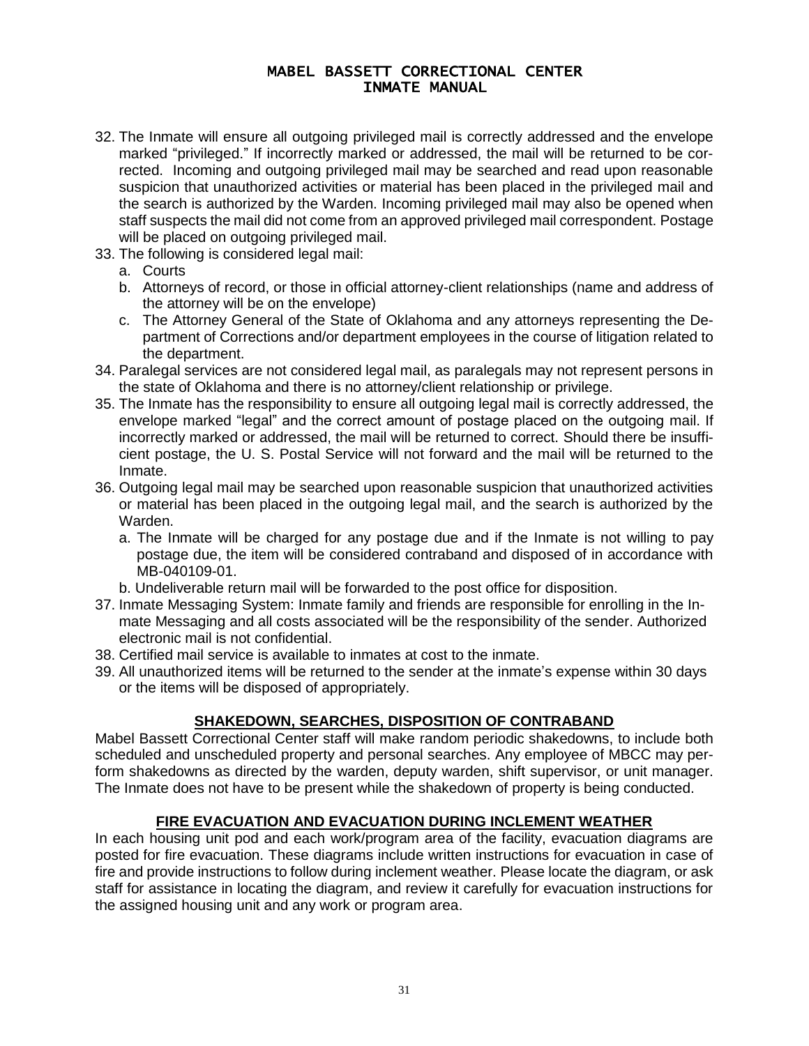32. The Inmate will ensure all outgoing privileged mail is correctly addressed and the envelope marked "privileged." If incorrectly marked or addressed, the mail will be returned to be corrected. Incoming and outgoing privileged mail may be searched and read upon reasonable suspicion that unauthorized activities or material has been placed in the privileged mail and the search is authorized by the Warden. Incoming privileged mail may also be opened when staff suspects the mail did not come from an approved privileged mail correspondent. Postage will be placed on outgoing privileged mail.
33. The following is considered legal mail:
    a. Courts
    b. Attorneys of record, or those in official attorney-client relationships (name and address of the attorney will be on the envelope)
    c. The Attorney General of the State of Oklahoma and any attorneys representing the Department of Corrections and/or department employees in the course of litigation related to the department.
34. Paralegal services are not considered legal mail, as paralegals may not represent persons in the state of Oklahoma and there is no attorney/client relationship or privilege.
35. The Inmate has the responsibility to ensure all outgoing legal mail is correctly addressed, the envelope marked "legal" and the correct amount of postage placed on the outgoing mail. If incorrectly marked or addressed, the mail will be returned to correct. Should there be insufficient postage, the U. S. Postal Service will not forward and the mail will be returned to the Inmate.
36. Outgoing legal mail may be searched upon reasonable suspicion that unauthorized activities or material has been placed in the outgoing legal mail, and the search is authorized by the Warden.
    a. The Inmate will be charged for any postage due and if the Inmate is not willing to pay postage due, the item will be considered contraband and disposed of in accordance with MB-040109-01.
    b. Undeliverable return mail will be forwarded to the post office for disposition.
37. Inmate Messaging System: Inmate family and friends are responsible for enrolling in the Inmate Messaging and all costs associated will be the responsibility of the sender. Authorized electronic mail is not confidential.
38. Certified mail service is available to inmates at cost to the inmate.
39. All unauthorized items will be returned to the sender at the inmate's expense within 30 days or the items will be disposed of appropriately.

## SHAKEDOWN, SEARCHES, DISPOSITION OF CONTRABAND

Mabel Bassett Correctional Center staff will make random periodic shakedowns, to include both scheduled and unscheduled property and personal searches. Any employee of MBCC may perform shakedowns as directed by the warden, deputy warden, shift supervisor, or unit manager. The Inmate does not have to be present while the shakedown of property is being conducted.

## FIRE EVACUATION AND EVACUATION DURING INCLEMENT WEATHER

In each housing unit pod and each work/program area of the facility, evacuation diagrams are posted for fire evacuation. These diagrams include written instructions for evacuation in case of fire and provide instructions to follow during inclement weather. Please locate the diagram, or ask staff for assistance in locating the diagram, and review it carefully for evacuation instructions for the assigned housing unit and any work or program area.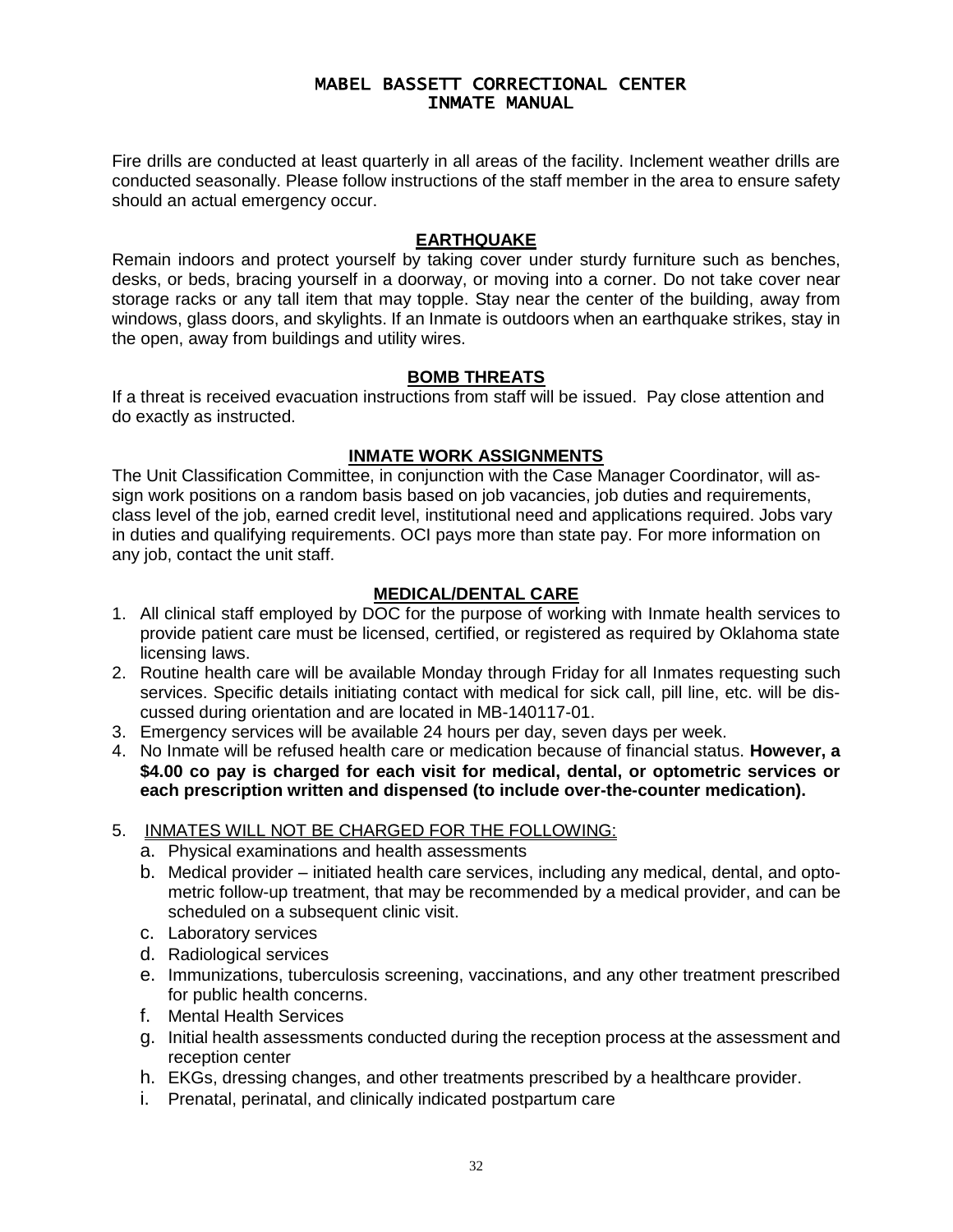Fire drills are conducted at least quarterly in all areas of the facility. Inclement weather drills are conducted seasonally. Please follow instructions of the staff member in the area to ensure safety should an actual emergency occur.

## EARTHQUAKE

Remain indoors and protect yourself by taking cover under sturdy furniture such as benches, desks, or beds, bracing yourself in a doorway, or moving into a corner. Do not take cover near storage racks or any tall item that may topple. Stay near the center of the building, away from windows, glass doors, and skylights. If an Inmate is outdoors when an earthquake strikes, stay in the open, away from buildings and utility wires.

## BOMB THREATS

If a threat is received evacuation instructions from staff will be issued. Pay close attention and do exactly as instructed.

## INMATE WORK ASSIGNMENTS

The Unit Classification Committee, in conjunction with the Case Manager Coordinator, will assign work positions on a random basis based on job vacancies, job duties and requirements, class level of the job, earned credit level, institutional need and applications required. Jobs vary in duties and qualifying requirements. OCI pays more than state pay. For more information on any job, contact the unit staff.

## MEDICAL/DENTAL CARE

1. All clinical staff employed by DOC for the purpose of working with Inmate health services to provide patient care must be licensed, certified, or registered as required by Oklahoma state licensing laws.
2. Routine health care will be available Monday through Friday for all Inmates requesting such services. Specific details initiating contact with medical for sick call, pill line, etc. will be discussed during orientation and are located in MB-140117-01.
3. Emergency services will be available 24 hours per day, seven days per week.
4. No Inmate will be refused health care or medication because of financial status. **However, a $4.00 co pay is charged for each visit for medical, dental, or optometric services or each prescription written and dispensed (to include over-the-counter medication).**

5. INMATES WILL NOT BE CHARGED FOR THE FOLLOWING:
   a. Physical examinations and health assessments
   b. Medical provider – initiated health care services, including any medical, dental, and optometric follow-up treatment, that may be recommended by a medical provider, and can be scheduled on a subsequent clinic visit.
   c. Laboratory services
   d. Radiological services
   e. Immunizations, tuberculosis screening, vaccinations, and any other treatment prescribed for public health concerns.
   f. Mental Health Services
   g. Initial health assessments conducted during the reception process at the assessment and reception center
   h. EKGs, dressing changes, and other treatments prescribed by a healthcare provider.
   i. Prenatal, perinatal, and clinically indicated postpartum care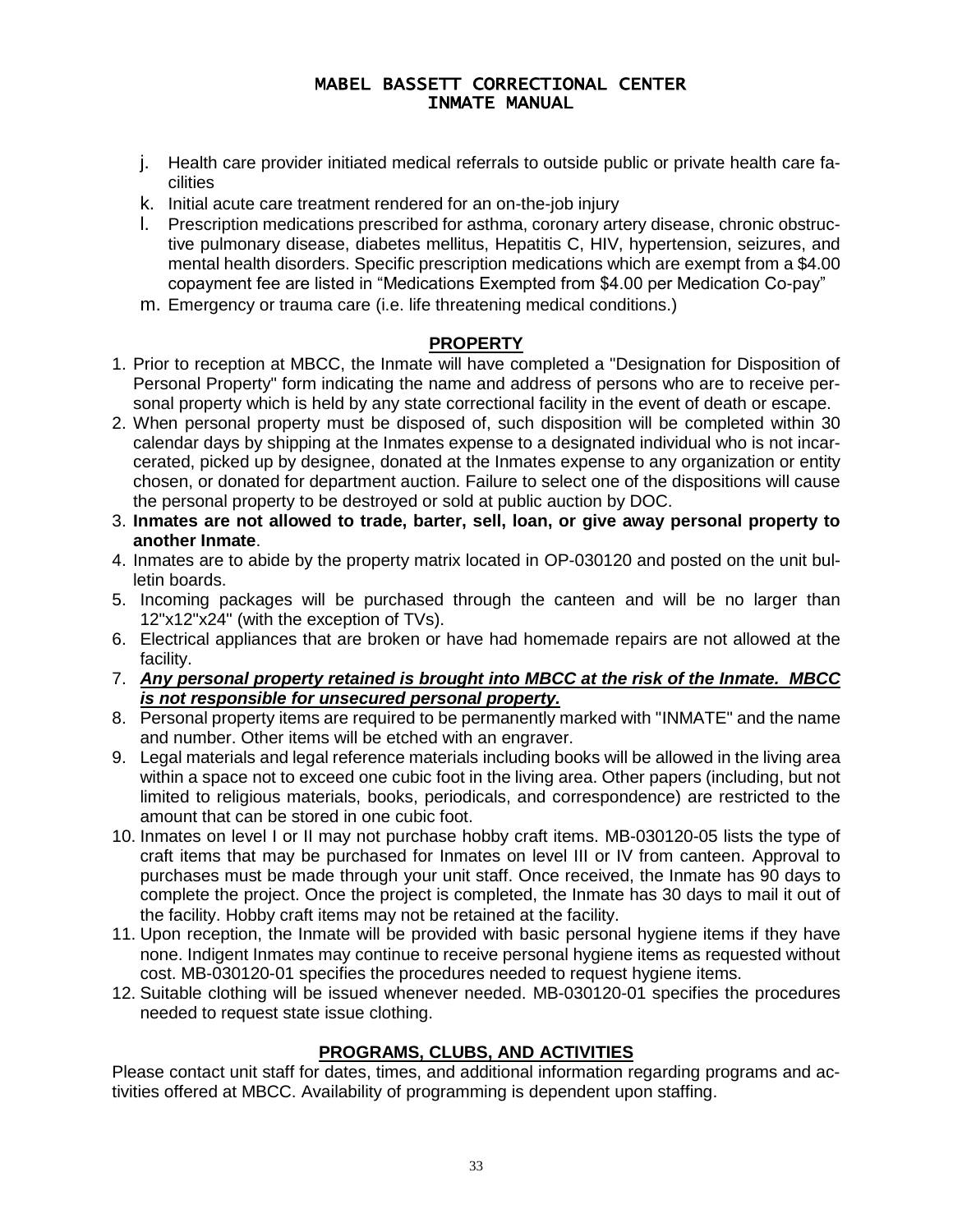j. Health care provider initiated medical referrals to outside public or private health care facilities
k. Initial acute care treatment rendered for an on-the-job injury
l. Prescription medications prescribed for asthma, coronary artery disease, chronic obstructive pulmonary disease, diabetes mellitus, Hepatitis C, HIV, hypertension, seizures, and mental health disorders. Specific prescription medications which are exempt from a $4.00 copayment fee are listed in "Medications Exempted from $4.00 per Medication Co-pay"
m. Emergency or trauma care (i.e. life threatening medical conditions.)

## PROPERTY

1. Prior to reception at MBCC, the Inmate will have completed a "Designation for Disposition of Personal Property" form indicating the name and address of persons who are to receive personal property which is held by any state correctional facility in the event of death or escape.
2. When personal property must be disposed of, such disposition will be completed within 30 calendar days by shipping at the Inmates expense to a designated individual who is not incarcerated, picked up by designee, donated at the Inmates expense to any organization or entity chosen, or donated for department auction. Failure to select one of the dispositions will cause the personal property to be destroyed or sold at public auction by DOC.
3. **Inmates are not allowed to trade, barter, sell, loan, or give away personal property to another Inmate**.
4. Inmates are to abide by the property matrix located in OP-030120 and posted on the unit bulletin boards.
5. Incoming packages will be purchased through the canteen and will be no larger than 12"x12"x24" (with the exception of TVs).
6. Electrical appliances that are broken or have had homemade repairs are not allowed at the facility.
7. ***Any personal property retained is brought into MBCC at the risk of the Inmate. MBCC is not responsible for unsecured personal property.***
8. Personal property items are required to be permanently marked with "INMATE" and the name and number. Other items will be etched with an engraver.
9. Legal materials and legal reference materials including books will be allowed in the living area within a space not to exceed one cubic foot in the living area. Other papers (including, but not limited to religious materials, books, periodicals, and correspondence) are restricted to the amount that can be stored in one cubic foot.
10. Inmates on level I or II may not purchase hobby craft items. MB-030120-05 lists the type of craft items that may be purchased for Inmates on level III or IV from canteen. Approval to purchases must be made through your unit staff. Once received, the Inmate has 90 days to complete the project. Once the project is completed, the Inmate has 30 days to mail it out of the facility. Hobby craft items may not be retained at the facility.
11. Upon reception, the Inmate will be provided with basic personal hygiene items if they have none. Indigent Inmates may continue to receive personal hygiene items as requested without cost. MB-030120-01 specifies the procedures needed to request hygiene items.
12. Suitable clothing will be issued whenever needed. MB-030120-01 specifies the procedures needed to request state issue clothing.

## PROGRAMS, CLUBS, AND ACTIVITIES

Please contact unit staff for dates, times, and additional information regarding programs and activities offered at MBCC. Availability of programming is dependent upon staffing.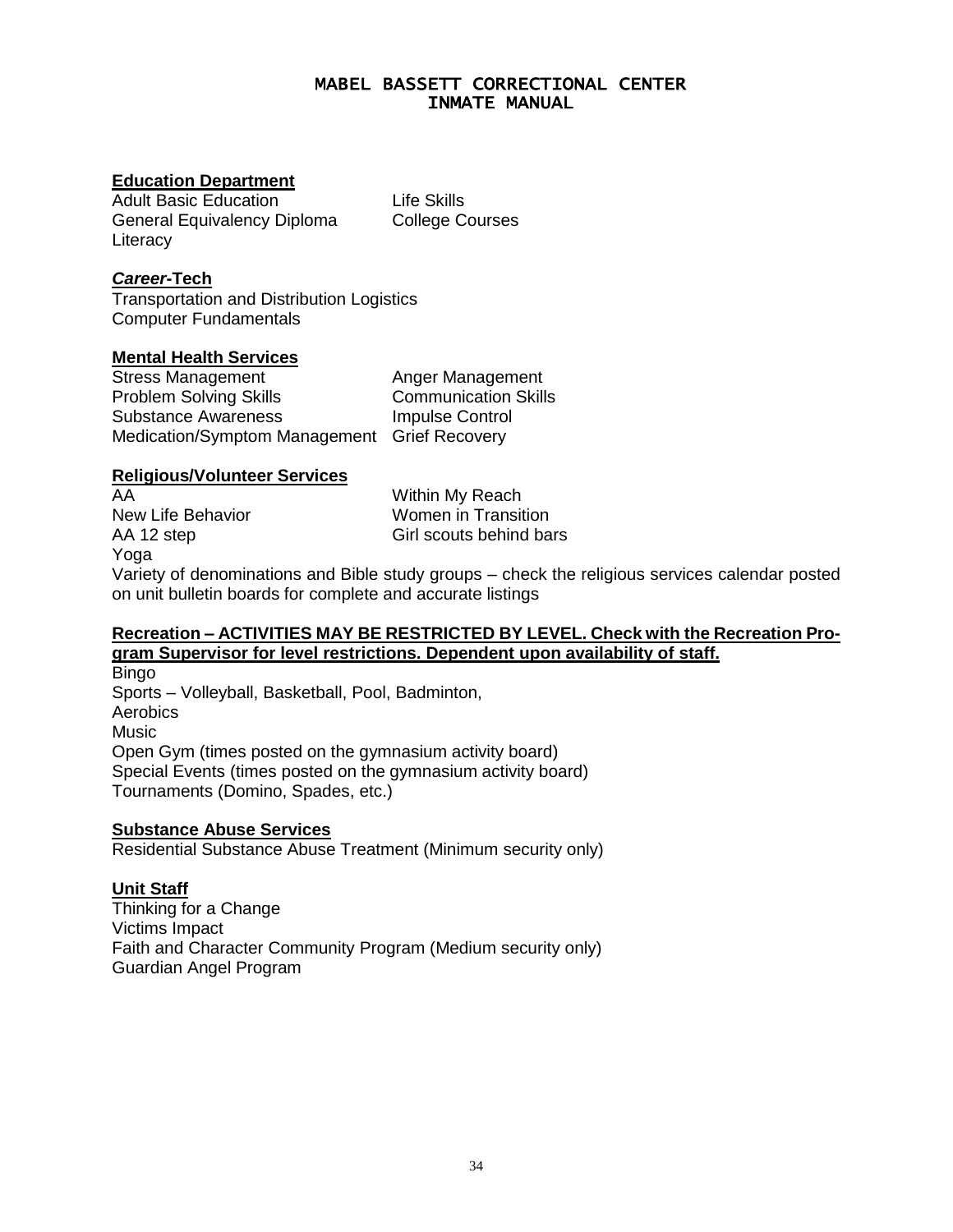**Education Department**

Adult Basic Education
General Equivalency Diploma
Literacy
Life Skills
College Courses

***Career*-Tech**

Transportation and Distribution Logistics
Computer Fundamentals

**Mental Health Services**

Stress Management
Problem Solving Skills
Substance Awareness
Medication/Symptom Management
Anger Management
Communication Skills
Impulse Control
Grief Recovery

**Religious/Volunteer Services**

AA
New Life Behavior
AA 12 step
Yoga
Within My Reach
Women in Transition
Girl scouts behind bars

Variety of denominations and Bible study groups – check the religious services calendar posted on unit bulletin boards for complete and accurate listings

**Recreation – ACTIVITIES MAY BE RESTRICTED BY LEVEL. Check with the Recreation Program Supervisor for level restrictions. Dependent upon availability of staff.**

Bingo
Sports – Volleyball, Basketball, Pool, Badminton,
Aerobics
Music
Open Gym (times posted on the gymnasium activity board)
Special Events (times posted on the gymnasium activity board)
Tournaments (Domino, Spades, etc.)

**Substance Abuse Services**

Residential Substance Abuse Treatment (Minimum security only)

**Unit Staff**

Thinking for a Change
Victims Impact
Faith and Character Community Program (Medium security only)
Guardian Angel Program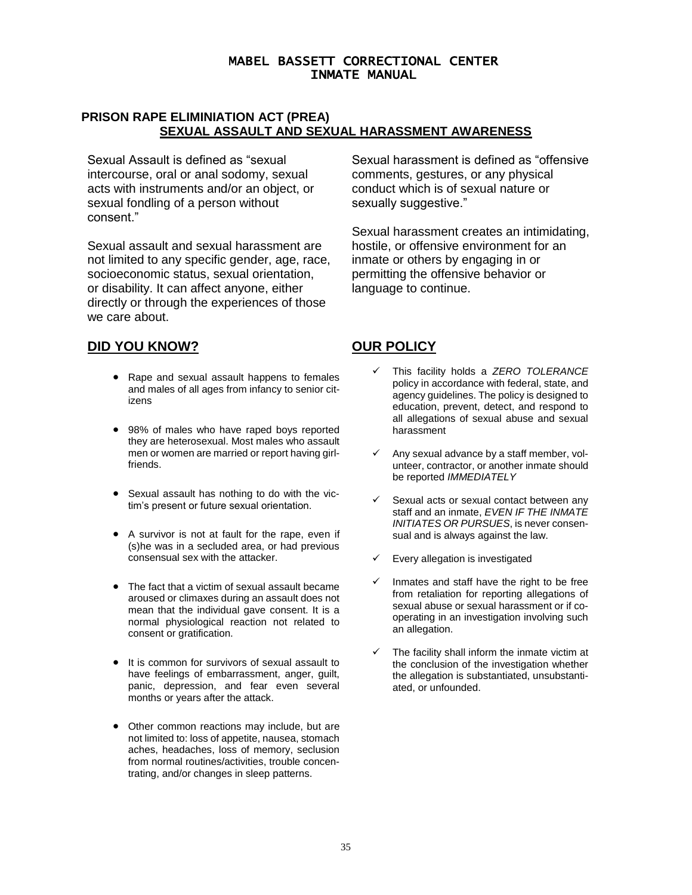## PRISON RAPE ELIMINIATION ACT (PREA)

## SEXUAL ASSAULT AND SEXUAL HARASSMENT AWARENESS

Sexual Assault is defined as "sexual intercourse, oral or anal sodomy, sexual acts with instruments and/or an object, or sexual fondling of a person without consent."

Sexual assault and sexual harassment are not limited to any specific gender, age, race, socioeconomic status, sexual orientation, or disability. It can affect anyone, either directly or through the experiences of those we care about.

Sexual harassment is defined as "offensive comments, gestures, or any physical conduct which is of sexual nature or sexually suggestive."

Sexual harassment creates an intimidating, hostile, or offensive environment for an inmate or others by engaging in or permitting the offensive behavior or language to continue.

## DID YOU KNOW?

- Rape and sexual assault happens to females and males of all ages from infancy to senior citizens
- 98% of males who have raped boys reported they are heterosexual. Most males who assault men or women are married or report having girlfriends.
- Sexual assault has nothing to do with the victim's present or future sexual orientation.
- A survivor is not at fault for the rape, even if (s)he was in a secluded area, or had previous consensual sex with the attacker.
- The fact that a victim of sexual assault became aroused or climaxes during an assault does not mean that the individual gave consent. It is a normal physiological reaction not related to consent or gratification.
- It is common for survivors of sexual assault to have feelings of embarrassment, anger, guilt, panic, depression, and fear even several months or years after the attack.
- Other common reactions may include, but are not limited to: loss of appetite, nausea, stomach aches, headaches, loss of memory, seclusion from normal routines/activities, trouble concentrating, and/or changes in sleep patterns.

## OUR POLICY

- ✓ This facility holds a *ZERO TOLERANCE* policy in accordance with federal, state, and agency guidelines. The policy is designed to education, prevent, detect, and respond to all allegations of sexual abuse and sexual harassment
- ✓ Any sexual advance by a staff member, volunteer, contractor, or another inmate should be reported *IMMEDIATELY*
- ✓ Sexual acts or sexual contact between any staff and an inmate, *EVEN IF THE INMATE INITIATES OR PURSUES*, is never consensual and is always against the law.
- ✓ Every allegation is investigated
- ✓ Inmates and staff have the right to be free from retaliation for reporting allegations of sexual abuse or sexual harassment or if cooperating in an investigation involving such an allegation.
- ✓ The facility shall inform the inmate victim at the conclusion of the investigation whether the allegation is substantiated, unsubstantiated, or unfounded.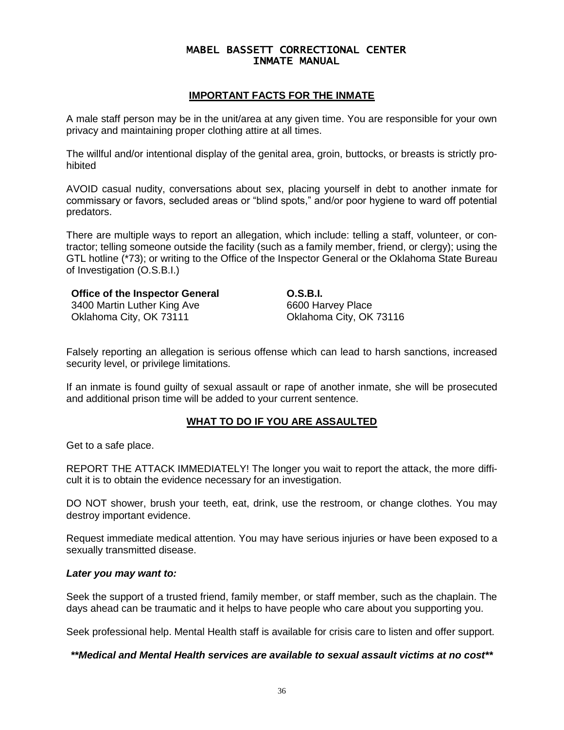# MABEL BASSETT CORRECTIONAL CENTER
# INMATE MANUAL

## IMPORTANT FACTS FOR THE INMATE

A male staff person may be in the unit/area at any given time. You are responsible for your own privacy and maintaining proper clothing attire at all times.

The willful and/or intentional display of the genital area, groin, buttocks, or breasts is strictly prohibited

AVOID casual nudity, conversations about sex, placing yourself in debt to another inmate for commissary or favors, secluded areas or "blind spots," and/or poor hygiene to ward off potential predators.

There are multiple ways to report an allegation, which include: telling a staff, volunteer, or contractor; telling someone outside the facility (such as a family member, friend, or clergy); using the GTL hotline (*73); or writing to the Office of the Inspector General or the Oklahoma State Bureau of Investigation (O.S.B.I.)

**Office of the Inspector General**
3400 Martin Luther King Ave
Oklahoma City, OK 73111

**O.S.B.I.**
6600 Harvey Place
Oklahoma City, OK 73116

Falsely reporting an allegation is serious offense which can lead to harsh sanctions, increased security level, or privilege limitations.

If an inmate is found guilty of sexual assault or rape of another inmate, she will be prosecuted and additional prison time will be added to your current sentence.

## WHAT TO DO IF YOU ARE ASSAULTED

Get to a safe place.

REPORT THE ATTACK IMMEDIATELY! The longer you wait to report the attack, the more difficult it is to obtain the evidence necessary for an investigation.

DO NOT shower, brush your teeth, eat, drink, use the restroom, or change clothes. You may destroy important evidence.

Request immediate medical attention. You may have serious injuries or have been exposed to a sexually transmitted disease.

***Later you may want to:***

Seek the support of a trusted friend, family member, or staff member, such as the chaplain. The days ahead can be traumatic and it helps to have people who care about you supporting you.

Seek professional help. Mental Health staff is available for crisis care to listen and offer support.

***\*\*Medical and Mental Health services are available to sexual assault victims at no cost\*\****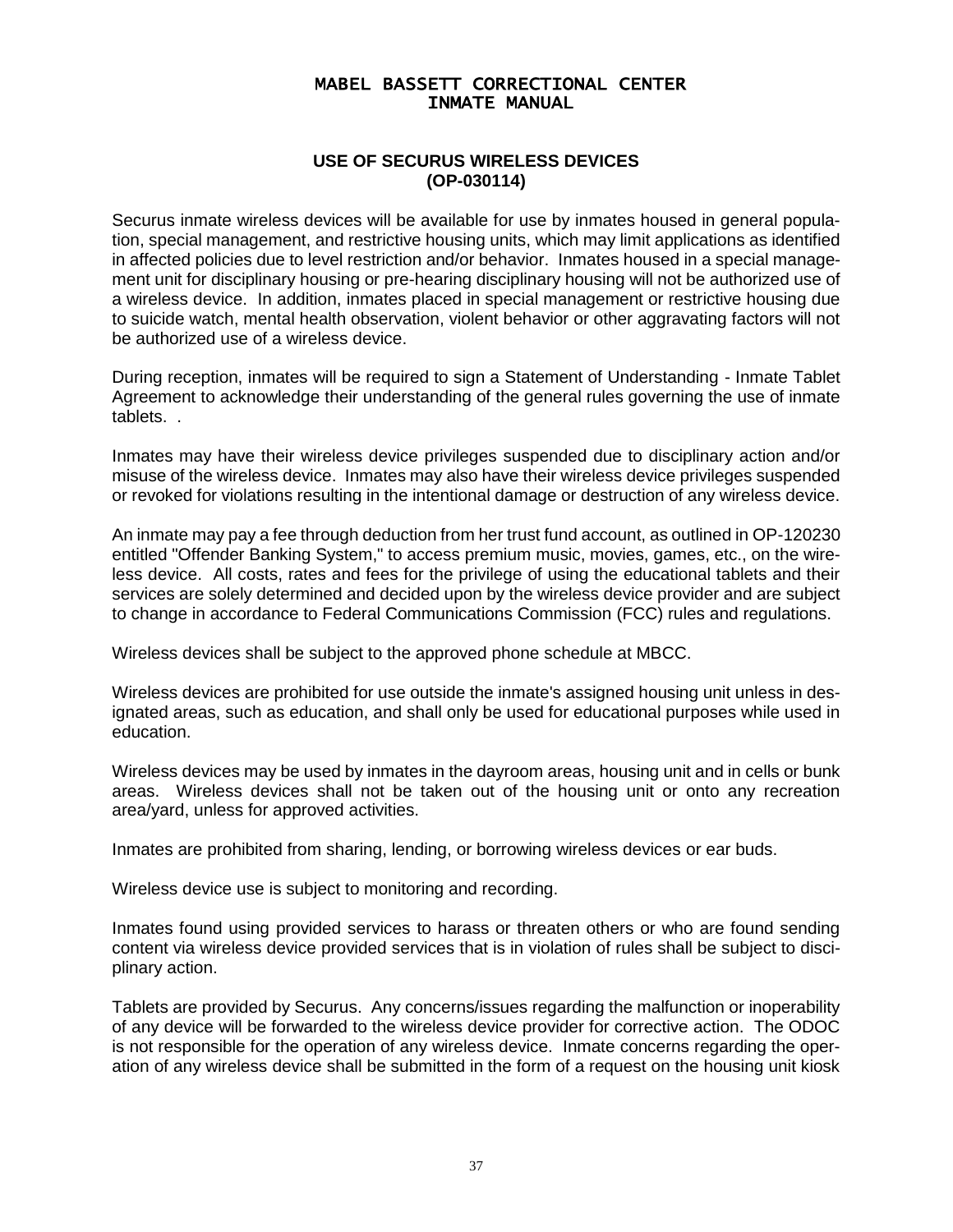# MABEL BASSETT CORRECTIONAL CENTER
# INMATE MANUAL

## USE OF SECURUS WIRELESS DEVICES
## (OP-030114)

Securus inmate wireless devices will be available for use by inmates housed in general population, special management, and restrictive housing units, which may limit applications as identified in affected policies due to level restriction and/or behavior. Inmates housed in a special management unit for disciplinary housing or pre-hearing disciplinary housing will not be authorized use of a wireless device. In addition, inmates placed in special management or restrictive housing due to suicide watch, mental health observation, violent behavior or other aggravating factors will not be authorized use of a wireless device.

During reception, inmates will be required to sign a Statement of Understanding - Inmate Tablet Agreement to acknowledge their understanding of the general rules governing the use of inmate tablets. .

Inmates may have their wireless device privileges suspended due to disciplinary action and/or misuse of the wireless device. Inmates may also have their wireless device privileges suspended or revoked for violations resulting in the intentional damage or destruction of any wireless device.

An inmate may pay a fee through deduction from her trust fund account, as outlined in OP-120230 entitled "Offender Banking System," to access premium music, movies, games, etc., on the wireless device. All costs, rates and fees for the privilege of using the educational tablets and their services are solely determined and decided upon by the wireless device provider and are subject to change in accordance to Federal Communications Commission (FCC) rules and regulations.

Wireless devices shall be subject to the approved phone schedule at MBCC.

Wireless devices are prohibited for use outside the inmate's assigned housing unit unless in designated areas, such as education, and shall only be used for educational purposes while used in education.

Wireless devices may be used by inmates in the dayroom areas, housing unit and in cells or bunk areas. Wireless devices shall not be taken out of the housing unit or onto any recreation area/yard, unless for approved activities.

Inmates are prohibited from sharing, lending, or borrowing wireless devices or ear buds.

Wireless device use is subject to monitoring and recording.

Inmates found using provided services to harass or threaten others or who are found sending content via wireless device provided services that is in violation of rules shall be subject to disciplinary action.

Tablets are provided by Securus. Any concerns/issues regarding the malfunction or inoperability of any device will be forwarded to the wireless device provider for corrective action. The ODOC is not responsible for the operation of any wireless device. Inmate concerns regarding the operation of any wireless device shall be submitted in the form of a request on the housing unit kiosk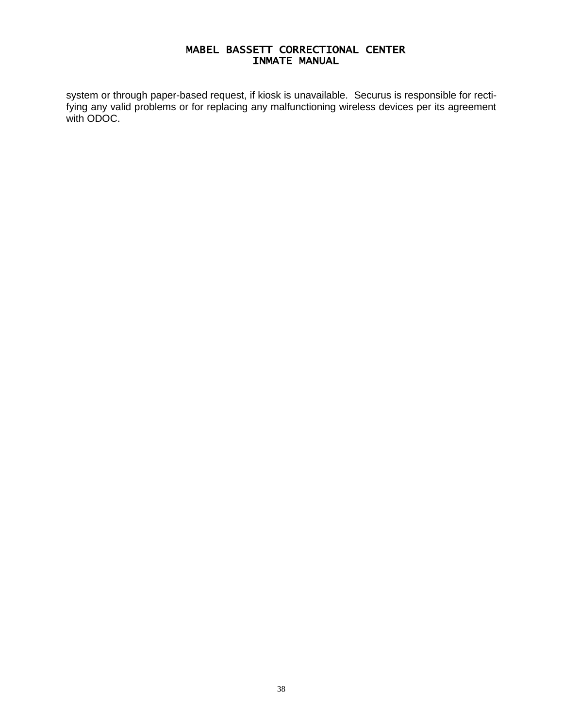system or through paper-based request, if kiosk is unavailable. Securus is responsible for rectifying any valid problems or for replacing any malfunctioning wireless devices per its agreement with ODOC.